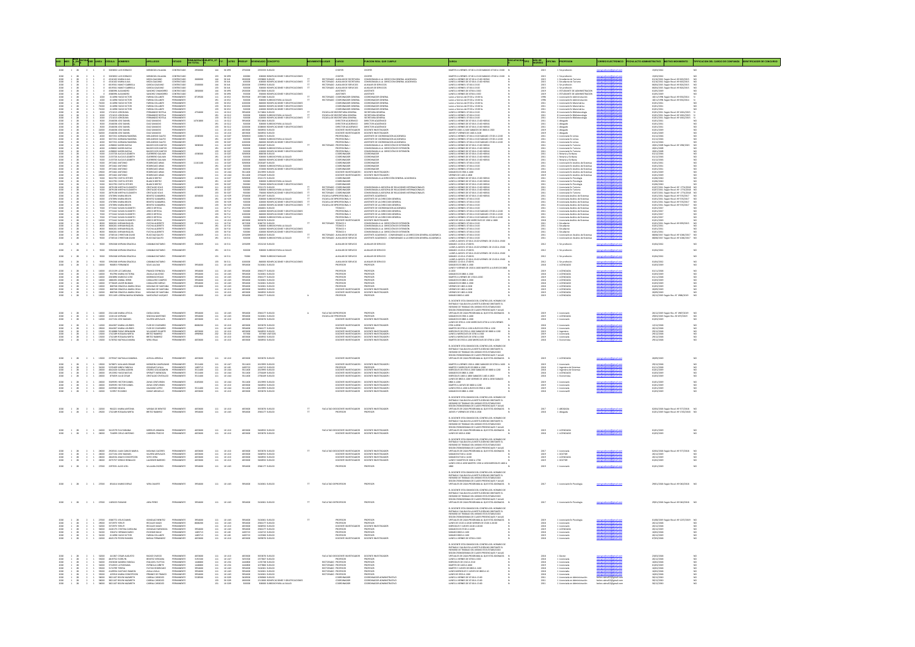|                                                                                                                                                                                                                                                                                                                                                                                               |                                                           | AND MES LEN D OCE LINEA CEDULA NOMBRES                                                                                                                                                                                                                                                                                                                        | APELLIDOS                                                                                                                                                                                                                                                                                                                                                                                                                   | ESTADO REMUNERACIO                                                                                                                                                                               |                                                                                                           | F.F. CATEG PRESUP DEVENGADO                                                                                                                                                                                                                                                                                                                                                                                                                                                                    |                                                                                                                                                                                                        |                                                                                                                                                                                             | LUGAR CARGO                                                                                                                                                                                                                          |                                                                                                                                                                                                                                                                 |                                                                                                                                                                                                                                                                                                                                                                                                                                         | DISCAPACIDA TIPO INGRESO OFICINA PROFESION |                                                                              |                                                                                                                                                                                                                                                                                                                                                                                                                                                                                                                                                                             |                                                                                                                                                                                                                                      |                                                                                                                                                                                                                                                   |                      |  |
|-----------------------------------------------------------------------------------------------------------------------------------------------------------------------------------------------------------------------------------------------------------------------------------------------------------------------------------------------------------------------------------------------|-----------------------------------------------------------|---------------------------------------------------------------------------------------------------------------------------------------------------------------------------------------------------------------------------------------------------------------------------------------------------------------------------------------------------------------|-----------------------------------------------------------------------------------------------------------------------------------------------------------------------------------------------------------------------------------------------------------------------------------------------------------------------------------------------------------------------------------------------------------------------------|--------------------------------------------------------------------------------------------------------------------------------------------------------------------------------------------------|-----------------------------------------------------------------------------------------------------------|------------------------------------------------------------------------------------------------------------------------------------------------------------------------------------------------------------------------------------------------------------------------------------------------------------------------------------------------------------------------------------------------------------------------------------------------------------------------------------------------|--------------------------------------------------------------------------------------------------------------------------------------------------------------------------------------------------------|---------------------------------------------------------------------------------------------------------------------------------------------------------------------------------------------|--------------------------------------------------------------------------------------------------------------------------------------------------------------------------------------------------------------------------------------|-----------------------------------------------------------------------------------------------------------------------------------------------------------------------------------------------------------------------------------------------------------------|-----------------------------------------------------------------------------------------------------------------------------------------------------------------------------------------------------------------------------------------------------------------------------------------------------------------------------------------------------------------------------------------------------------------------------------------|--------------------------------------------|------------------------------------------------------------------------------|-----------------------------------------------------------------------------------------------------------------------------------------------------------------------------------------------------------------------------------------------------------------------------------------------------------------------------------------------------------------------------------------------------------------------------------------------------------------------------------------------------------------------------------------------------------------------------|--------------------------------------------------------------------------------------------------------------------------------------------------------------------------------------------------------------------------------------|---------------------------------------------------------------------------------------------------------------------------------------------------------------------------------------------------------------------------------------------------|----------------------|--|
| 2020                                                                                                                                                                                                                                                                                                                                                                                          |                                                           | $1 \quad 28 \qquad \quad 2 \quad \quad 1 \qquad \quad 6 \quad \quad 3203832 \; \text{LUS HONOO}$                                                                                                                                                                                                                                                              | MENDOZA VILLALBA                                                                                                                                                                                                                                                                                                                                                                                                            | CONTRATADO                                                                                                                                                                                       | 2052000                                                                                                   | 144 30.978                                                                                                                                                                                                                                                                                                                                                                                                                                                                                     | 2750000                                                                                                                                                                                                | 2353333 5UELDO                                                                                                                                                                              | 010558                                                                                                                                                                                                                               | <b>OIDER</b>                                                                                                                                                                                                                                                    | MARTES A VIERNES: 07:00 A 13:00 SABADO: 07:00 A 13:00 N                                                                                                                                                                                                                                                                                                                                                                                 |                                            | 2015                                                                         | 1 Sin profesión                                                                                                                                                                                                                                                                                                                                                                                                                                                                                                                                                             |                                                                                                                                                                                                                                      | 15/03/2012                                                                                                                                                                                                                                        |                      |  |
| 2020<br>2020<br>$\begin{smallmatrix}1&&28\\&1&&28\end{smallmatrix}$                                                                                                                                                                                                                                                                                                                           | $\frac{2}{2} - \frac{1}{4}$                               | 0 3203832 LUS HORACIO                                                                                                                                                                                                                                                                                                                                         | MENDOZA VILLALBA<br>MEZA GALEANO                                                                                                                                                                                                                                                                                                                                                                                            | CONTRATADO                                                                                                                                                                                       |                                                                                                           | $\begin{array}{ccc} 133 & & 30 \ 304 & & \\ 144 & & 30 \ 34 \end{array}$                                                                                                                                                                                                                                                                                                                                                                                                                       |                                                                                                                                                                                                        | 200000 BONIFICACIONES Y GRATIFICACIONES                                                                                                                                                     | $\begin{array}{c} \text{OIOFER} \\ \text{RICTORADO} \begin{array}{l} \text{OIOFER} \\ \text{MIOI I R Q C R C R T A R R A} \end{array} \end{array}$                                                                                   | CHOFER<br>COMISIONADA A LA DIRECCIÓN GENERAL ACADEMICA                                                                                                                                                                                                          | $\begin{array}{lll} \text{MARTIS A MERMS: } & 67:00 \text{ A } 13:00 \text{ SAADO: } 07:00 \text{ A } 12:00 & \text{N} \\ \text{LUMIS A MERMS DE 07:00 A 13:00 HORAS} & & & \text{N} \end{array}$                                                                                                                                                                                                                                       |                                            | $\frac{2015}{2015}$                                                          | 1 Sin profesión<br>1 Estudiante de Turismo                                                                                                                                                                                                                                                                                                                                                                                                                                                                                                                                  |                                                                                                                                                                                                                                      |                                                                                                                                                                                                                                                   |                      |  |
|                                                                                                                                                                                                                                                                                                                                                                                               |                                                           |                                                                                                                                                                                                                                                                                                                                                               |                                                                                                                                                                                                                                                                                                                                                                                                                             |                                                                                                                                                                                                  | 2600000                                                                                                   |                                                                                                                                                                                                                                                                                                                                                                                                                                                                                                |                                                                                                                                                                                                        |                                                                                                                                                                                             |                                                                                                                                                                                                                                      |                                                                                                                                                                                                                                                                 |                                                                                                                                                                                                                                                                                                                                                                                                                                         |                                            |                                                                              |                                                                                                                                                                                                                                                                                                                                                                                                                                                                                                                                                                             |                                                                                                                                                                                                                                      | 15/03/2012<br>01/10/2012 Según Resol. Nº 663/2015                                                                                                                                                                                                 |                      |  |
|                                                                                                                                                                                                                                                                                                                                                                                               |                                                           | <b>MARK MARK JULIA</b><br>6019341 NANCY GABRIEL<br>6019341 NANCY GABRIEL                                                                                                                                                                                                                                                                                      | MEZA GALEANO<br>GARCIA GALEANO<br>GARCIA GALEANO                                                                                                                                                                                                                                                                                                                                                                            | CONTRATADO                                                                                                                                                                                       | 2500000                                                                                                   |                                                                                                                                                                                                                                                                                                                                                                                                                                                                                                | $\begin{array}{r} 400000 \\ 2200000 \\ 300000 \end{array}$                                                                                                                                             | 200000 BORIFICACIONES Y GRATIFICACIONES<br>1999800 BONIFICACIONES Y GRATIFICACIONES<br>1799900 BONIFICACIONES Y GRATIFICACIONES<br>700000 BONIFICACIONES Y GRATIFICACIONES                  |                                                                                                                                                                                                                                      |                                                                                                                                                                                                                                                                 | LUMES A VIERNES DE 07:00 A 13:00 HORAS<br>LUMES A VIERNES: 07:00 A 13:00 HORAS<br>LUMES A VIERNES: 07:00 A 13:00                                                                                                                                                                                                                                                                                                                        |                                            | 2015<br>2015<br>2015                                                         |                                                                                                                                                                                                                                                                                                                                                                                                                                                                                                                                                                             | rocar rocuramental com<br>rocar rócura (lamal com<br>rocar rócura (lamal com<br>rocar rócura (lamal com<br>rocar rócura (lamal com                                                                                                   | 04/10/2012 Según Resol. Nº 663/2015<br>06/04/2015 Según Resol. Nº 663/2015<br>06/04/2015 Según Resol. Nº 826/2015                                                                                                                                 |                      |  |
|                                                                                                                                                                                                                                                                                                                                                                                               |                                                           |                                                                                                                                                                                                                                                                                                                                                               |                                                                                                                                                                                                                                                                                                                                                                                                                             |                                                                                                                                                                                                  | 2050000                                                                                                   |                                                                                                                                                                                                                                                                                                                                                                                                                                                                                                |                                                                                                                                                                                                        |                                                                                                                                                                                             |                                                                                                                                                                                                                                      |                                                                                                                                                                                                                                                                 |                                                                                                                                                                                                                                                                                                                                                                                                                                         |                                            |                                                                              |                                                                                                                                                                                                                                                                                                                                                                                                                                                                                                                                                                             |                                                                                                                                                                                                                                      |                                                                                                                                                                                                                                                   |                      |  |
| $\begin{array}{cccc} & 1 & 23 \\ 1 & 23 & \\ 1 & 23 & \\ 1 & 23 & \\ 1 & 23 & \\ 1 & 23 & \\ \end{array}$                                                                                                                                                                                                                                                                                     |                                                           |                                                                                                                                                                                                                                                                                                                                                               |                                                                                                                                                                                                                                                                                                                                                                                                                             | CONTRATADO<br>CONTRATADO<br>FERMANENTE                                                                                                                                                           | 8719500                                                                                                   |                                                                                                                                                                                                                                                                                                                                                                                                                                                                                                |                                                                                                                                                                                                        |                                                                                                                                                                                             |                                                                                                                                                                                                                                      |                                                                                                                                                                                                                                                                 |                                                                                                                                                                                                                                                                                                                                                                                                                                         |                                            |                                                                              |                                                                                                                                                                                                                                                                                                                                                                                                                                                                                                                                                                             | ecouradoune flemal com<br>spougradoune (ligmal com<br>spousradoune flemal com                                                                                                                                                        |                                                                                                                                                                                                                                                   |                      |  |
|                                                                                                                                                                                                                                                                                                                                                                                               |                                                           |                                                                                                                                                                                                                                                                                                                                                               |                                                                                                                                                                                                                                                                                                                                                                                                                             | PERMANENTE<br>PERMANENTE<br>PERMANENTE<br>PERMANENTE                                                                                                                                             |                                                                                                           |                                                                                                                                                                                                                                                                                                                                                                                                                                                                                                |                                                                                                                                                                                                        |                                                                                                                                                                                             |                                                                                                                                                                                                                                      |                                                                                                                                                                                                                                                                 |                                                                                                                                                                                                                                                                                                                                                                                                                                         |                                            |                                                                              |                                                                                                                                                                                                                                                                                                                                                                                                                                                                                                                                                                             |                                                                                                                                                                                                                                      |                                                                                                                                                                                                                                                   |                      |  |
|                                                                                                                                                                                                                                                                                                                                                                                               |                                                           |                                                                                                                                                                                                                                                                                                                                                               |                                                                                                                                                                                                                                                                                                                                                                                                                             |                                                                                                                                                                                                  |                                                                                                           |                                                                                                                                                                                                                                                                                                                                                                                                                                                                                                |                                                                                                                                                                                                        |                                                                                                                                                                                             |                                                                                                                                                                                                                                      |                                                                                                                                                                                                                                                                 |                                                                                                                                                                                                                                                                                                                                                                                                                                         |                                            |                                                                              |                                                                                                                                                                                                                                                                                                                                                                                                                                                                                                                                                                             |                                                                                                                                                                                                                                      | 06/04/2015 Según Resal. Nº 836/3015<br>01/05/2019<br>01/05/2019 Según Resal. Nº 656/3014<br>18/11/1994 Según Resal. Nº 656/3014<br>01/01/2011<br>01/01/2011<br>01/01/2011                                                                         |                      |  |
|                                                                                                                                                                                                                                                                                                                                                                                               |                                                           |                                                                                                                                                                                                                                                                                                                                                               |                                                                                                                                                                                                                                                                                                                                                                                                                             |                                                                                                                                                                                                  | 4754600                                                                                                   |                                                                                                                                                                                                                                                                                                                                                                                                                                                                                                |                                                                                                                                                                                                        |                                                                                                                                                                                             |                                                                                                                                                                                                                                      |                                                                                                                                                                                                                                                                 |                                                                                                                                                                                                                                                                                                                                                                                                                                         |                                            |                                                                              |                                                                                                                                                                                                                                                                                                                                                                                                                                                                                                                                                                             | econtricum d'estat<br>econtricum d'estat com<br>econtricum d'estat com<br>econtricum d'estat com                                                                                                                                     |                                                                                                                                                                                                                                                   |                      |  |
|                                                                                                                                                                                                                                                                                                                                                                                               |                                                           |                                                                                                                                                                                                                                                                                                                                                               | GARCIA GALEANO<br>SANOREZ CHAMORRO<br>FARSINA COLLIANTE<br>FARSINA COLLIANTE<br>FARSINA COLLIANTE<br>FARSINA COLLIANTE<br>FARSINA COLLIANTE<br>FRISINAIDEZ ROTTLA<br>FRISINAIDEZ ROTTLA<br>FRISINAIDEZ ROTTLA<br>CALE SAMUZIO<br>CALE SAMUZIO                                                                                                                                                                               | FERMANENTE<br>FERMANENTE<br>FERMANENTE<br>FERMANENTE<br>FERMANENTE                                                                                                                               |                                                                                                           | ar de la carteria de la carteria de la carteria de la carteria de la carteria de la carteria de la carteria de<br>A carteria de la carteria de la carteria de la carteria de la carteria de la carteria de la carteria de la car<br>                                                                                                                                                                                                                                                           | $\begin{array}{r} 2500000 \\ 350000 \\ 5018500 \\ 1000000 \\ 1000000 \\ 500000 \\ 500000 \\ 500000 \\ 500000 \\ 3054600 \\ 300000 \\ 300000 \\ 300000 \\ 1200000 \\ 1200000 \\ 4053600 \\ \end{array}$ |                                                                                                                                                                                             | <b>SECTORAGO CONTINUOUS GENERAL CONTINUOUS CANADA CONTINUOUS GENERAL CONTINUOUS GENERAL CONTINUOUS CANADA CONTINUOUS CANADA CONTINUOUS CANADA CONTINUOUS CANADA CONTINUOUS CANADA CONTINUOUS CANADA CONTINUOUS CANADA CONTINUOUS</b> | CODENADOR GINERAL<br>CODENADOR GINERAL<br>CODENADOR GINERAL<br>CODENADOR GINERAL<br>SCETTARA GINERAL<br>SCETTARA GINERAL<br>SCETTARA GINERAL<br>SCETTARA GINERAL<br>DECTOR ACADÍNICO<br>DECTOR ACADÍNICO<br>DOCINTE INSENSIONO DO CHINERADOR<br>DOCINTE INSENSI | $\begin{split} &\text{LUMAR} & \text{A V AMRSE} \leq 29,000,1400 \\ &\text{LUMAR} & \text{A V AMRSE} \leq 25 \times 900,14100 \\ &\text{MUMAR} & \text{A V AMRSE} \leq 5 \times 900,14100 \\ &\text{LUMAR} & \text{A V AMRSE} \leq 5 \times 900 \\ &\text{LumAR} & \text{A VPMRE} \leq 92 \times 900 \\ &\text{LumAR} & \text{A VPMER} \leq 92 \times 900 \\ &\text{LumAR} & \text{A VMPER} \$                                          |                                            | 2019<br>1996<br>1996<br>1996<br>1991<br>2011<br>2011<br>2011<br>2011<br>2011 | 1 Fondario de Tucino<br>1 Fondario de Tucino<br>1 Fondario de Tucino<br>1 Fondario de Tucino<br>1 Fondario de Tucino<br>1 Fondario de Tucino<br>1 Fondario de Adelandina<br>1 Fondario de Adelandina<br>1 Fondario de Adelandina<br>1 Fondario                                                                                                                                                                                                                                                                                                                              | epperatricus e divasi com<br>esperatricus e divasi com<br>epperatricus e divasi com<br>epperatricus e divasi com<br>epperatricus e divasi com<br>epperatricus e divasi com<br>epperatricus e divasi com                              | VAVI/2011 Según Resol. Nº 1661/2015<br>01/01/2011 Según Resol. Nº 1661/2015<br>01/01/2011 Según Resol. Nº 1661/2015<br>01/01/2011                                                                                                                 |                      |  |
|                                                                                                                                                                                                                                                                                                                                                                                               |                                                           |                                                                                                                                                                                                                                                                                                                                                               |                                                                                                                                                                                                                                                                                                                                                                                                                             |                                                                                                                                                                                                  | 14761800                                                                                                  |                                                                                                                                                                                                                                                                                                                                                                                                                                                                                                |                                                                                                                                                                                                        |                                                                                                                                                                                             |                                                                                                                                                                                                                                      |                                                                                                                                                                                                                                                                 |                                                                                                                                                                                                                                                                                                                                                                                                                                         |                                            |                                                                              |                                                                                                                                                                                                                                                                                                                                                                                                                                                                                                                                                                             |                                                                                                                                                                                                                                      |                                                                                                                                                                                                                                                   |                      |  |
|                                                                                                                                                                                                                                                                                                                                                                                               |                                                           |                                                                                                                                                                                                                                                                                                                                                               | DIAZ SAMUDIO<br>DIAZ SAMUDIO<br>DIAZ SAMUDIO                                                                                                                                                                                                                                                                                                                                                                                | PERMANENTE                                                                                                                                                                                       |                                                                                                           |                                                                                                                                                                                                                                                                                                                                                                                                                                                                                                |                                                                                                                                                                                                        | 2321864 SUELDO<br>200000 SUNSIDIO PARA LA SALID<br>1000000 BONIFICADONES Y GRATIFICADONES<br>2466932 SUELDO<br>240673 SUELDO<br>20000 SUESDIO PARA LA SALID<br>200000 SUESDIO PARA LA SALID |                                                                                                                                                                                                                                      |                                                                                                                                                                                                                                                                 |                                                                                                                                                                                                                                                                                                                                                                                                                                         |                                            |                                                                              |                                                                                                                                                                                                                                                                                                                                                                                                                                                                                                                                                                             |                                                                                                                                                                                                                                      | 01/01/2011<br>01/01/2011                                                                                                                                                                                                                          |                      |  |
|                                                                                                                                                                                                                                                                                                                                                                                               |                                                           |                                                                                                                                                                                                                                                                                                                                                               |                                                                                                                                                                                                                                                                                                                                                                                                                             |                                                                                                                                                                                                  |                                                                                                           |                                                                                                                                                                                                                                                                                                                                                                                                                                                                                                |                                                                                                                                                                                                        |                                                                                                                                                                                             |                                                                                                                                                                                                                                      |                                                                                                                                                                                                                                                                 |                                                                                                                                                                                                                                                                                                                                                                                                                                         |                                            |                                                                              |                                                                                                                                                                                                                                                                                                                                                                                                                                                                                                                                                                             | eposymptome (pyramic com<br>escouranties reflexed fluxed com<br>escouranties reflexed fluxed com<br>escouranties reflexed fluxed com<br>escouranties reflexed fluxed com<br>escouranties reflexed fluxed com                         |                                                                                                                                                                                                                                                   |                      |  |
|                                                                                                                                                                                                                                                                                                                                                                                               |                                                           | 22000 2546038 JOSE DANIEL<br>4000 2637252 ADRIANA RAMOI<br>4000 2637252 ADRIANA RAMOI                                                                                                                                                                                                                                                                         | MELGAREJO GAUTO<br>MELGAREJO GAUTO<br>MELGAREJO GAUTO                                                                                                                                                                                                                                                                                                                                                                       | PERMANENTE<br>PERMANENTE<br>PERMANENTE                                                                                                                                                           | 4338300                                                                                                   |                                                                                                                                                                                                                                                                                                                                                                                                                                                                                                | 4653600<br>3038300<br>300000                                                                                                                                                                           |                                                                                                                                                                                             |                                                                                                                                                                                                                                      |                                                                                                                                                                                                                                                                 |                                                                                                                                                                                                                                                                                                                                                                                                                                         |                                            |                                                                              |                                                                                                                                                                                                                                                                                                                                                                                                                                                                                                                                                                             |                                                                                                                                                                                                                                      | 01/01/2019<br>01/12/2016<br>01/12/2016                                                                                                                                                                                                            |                      |  |
|                                                                                                                                                                                                                                                                                                                                                                                               |                                                           |                                                                                                                                                                                                                                                                                                                                                               |                                                                                                                                                                                                                                                                                                                                                                                                                             |                                                                                                                                                                                                  | 3838300                                                                                                   |                                                                                                                                                                                                                                                                                                                                                                                                                                                                                                |                                                                                                                                                                                                        |                                                                                                                                                                                             |                                                                                                                                                                                                                                      |                                                                                                                                                                                                                                                                 |                                                                                                                                                                                                                                                                                                                                                                                                                                         |                                            |                                                                              |                                                                                                                                                                                                                                                                                                                                                                                                                                                                                                                                                                             |                                                                                                                                                                                                                                      |                                                                                                                                                                                                                                                   |                      |  |
|                                                                                                                                                                                                                                                                                                                                                                                               |                                                           |                                                                                                                                                                                                                                                                                                                                                               |                                                                                                                                                                                                                                                                                                                                                                                                                             |                                                                                                                                                                                                  |                                                                                                           |                                                                                                                                                                                                                                                                                                                                                                                                                                                                                                |                                                                                                                                                                                                        |                                                                                                                                                                                             |                                                                                                                                                                                                                                      |                                                                                                                                                                                                                                                                 |                                                                                                                                                                                                                                                                                                                                                                                                                                         |                                            |                                                                              |                                                                                                                                                                                                                                                                                                                                                                                                                                                                                                                                                                             |                                                                                                                                                                                                                                      |                                                                                                                                                                                                                                                   |                      |  |
|                                                                                                                                                                                                                                                                                                                                                                                               |                                                           | $\begin{tabular}{l c c c} \hline one & 387711 & 004884 & 048844 & 048844 & 048844 & 048844 & 048844 & 048844 & 048844 & 048844 & 048844 & 04884 & 04884 & 04884 & 04884 & 04884 & 04884 & 04884 & 04884 & 04884 & 04884 & 04884 & 04884 & 04884 & 04884 & 04884 & 04884 & $                                                                                   | $\begin{array}{l} \texttt{MUCAIS:}\texttt{OS} \texttt{OS} \texttt{G} \texttt{MUC} \texttt{G} \texttt{S} \texttt{S} \texttt{S} \texttt{MUCAIS:}\texttt{OS} \texttt{S} \texttt{S} \texttt{S} \texttt{MUCAIS:}\texttt{S} \texttt{S} \texttt{S} \texttt{S} \texttt{S} \texttt{S} \texttt{S} \texttt{S} \texttt{S} \texttt{S} \texttt{S} \texttt{S} \texttt{S} \texttt{S} \texttt{S} \texttt{S} \texttt{S} \texttt{S} \texttt{S$ | PERMANENTE<br>FERMANENTE<br>FERMANENTE<br>FERMANENTE<br>FERMANENTE<br>FERMANENTE<br>FERMANENTE<br>FERMANENTE<br>FERMANENTE<br>FERMANENTE<br>FERMANENTE<br>FERMANENTE<br>FERMANENTE<br>FERMANENTE | 4338300                                                                                                   |                                                                                                                                                                                                                                                                                                                                                                                                                                                                                                |                                                                                                                                                                                                        |                                                                                                                                                                                             |                                                                                                                                                                                                                                      |                                                                                                                                                                                                                                                                 |                                                                                                                                                                                                                                                                                                                                                                                                                                         |                                            |                                                                              |                                                                                                                                                                                                                                                                                                                                                                                                                                                                                                                                                                             | eposgradoune@gmail.com                                                                                                                                                                                                               | 04/12/2016<br>24/12/2016<br>20/01/2009 Según Resal. Nº 698/2015<br>20/01/2009<br>04/12/2016<br>04/12/2016<br>04/12/2016                                                                                                                           |                      |  |
|                                                                                                                                                                                                                                                                                                                                                                                               |                                                           |                                                                                                                                                                                                                                                                                                                                                               |                                                                                                                                                                                                                                                                                                                                                                                                                             |                                                                                                                                                                                                  |                                                                                                           |                                                                                                                                                                                                                                                                                                                                                                                                                                                                                                |                                                                                                                                                                                                        |                                                                                                                                                                                             |                                                                                                                                                                                                                                      |                                                                                                                                                                                                                                                                 |                                                                                                                                                                                                                                                                                                                                                                                                                                         |                                            |                                                                              |                                                                                                                                                                                                                                                                                                                                                                                                                                                                                                                                                                             |                                                                                                                                                                                                                                      |                                                                                                                                                                                                                                                   |                      |  |
|                                                                                                                                                                                                                                                                                                                                                                                               |                                                           |                                                                                                                                                                                                                                                                                                                                                               |                                                                                                                                                                                                                                                                                                                                                                                                                             |                                                                                                                                                                                                  | 11161100                                                                                                  |                                                                                                                                                                                                                                                                                                                                                                                                                                                                                                |                                                                                                                                                                                                        |                                                                                                                                                                                             |                                                                                                                                                                                                                                      |                                                                                                                                                                                                                                                                 |                                                                                                                                                                                                                                                                                                                                                                                                                                         |                                            |                                                                              |                                                                                                                                                                                                                                                                                                                                                                                                                                                                                                                                                                             | opposition of the second composition of the second composition of the second composition of the second second second composition of the second second composition of the second second second second second second second seco       | 03/12/2016<br>03/03/2011<br>03/03/2011<br>03/05/2019<br>03/06/2010<br>03/06/2010<br>03/06/2010                                                                                                                                                    |                      |  |
|                                                                                                                                                                                                                                                                                                                                                                                               |                                                           |                                                                                                                                                                                                                                                                                                                                                               |                                                                                                                                                                                                                                                                                                                                                                                                                             |                                                                                                                                                                                                  |                                                                                                           |                                                                                                                                                                                                                                                                                                                                                                                                                                                                                                |                                                                                                                                                                                                        |                                                                                                                                                                                             |                                                                                                                                                                                                                                      |                                                                                                                                                                                                                                                                 |                                                                                                                                                                                                                                                                                                                                                                                                                                         |                                            |                                                                              |                                                                                                                                                                                                                                                                                                                                                                                                                                                                                                                                                                             |                                                                                                                                                                                                                                      |                                                                                                                                                                                                                                                   |                      |  |
|                                                                                                                                                                                                                                                                                                                                                                                               |                                                           |                                                                                                                                                                                                                                                                                                                                                               |                                                                                                                                                                                                                                                                                                                                                                                                                             |                                                                                                                                                                                                  | 4238300                                                                                                   |                                                                                                                                                                                                                                                                                                                                                                                                                                                                                                |                                                                                                                                                                                                        |                                                                                                                                                                                             |                                                                                                                                                                                                                                      |                                                                                                                                                                                                                                                                 |                                                                                                                                                                                                                                                                                                                                                                                                                                         |                                            |                                                                              |                                                                                                                                                                                                                                                                                                                                                                                                                                                                                                                                                                             |                                                                                                                                                                                                                                      |                                                                                                                                                                                                                                                   |                      |  |
|                                                                                                                                                                                                                                                                                                                                                                                               |                                                           |                                                                                                                                                                                                                                                                                                                                                               |                                                                                                                                                                                                                                                                                                                                                                                                                             |                                                                                                                                                                                                  |                                                                                                           |                                                                                                                                                                                                                                                                                                                                                                                                                                                                                                |                                                                                                                                                                                                        |                                                                                                                                                                                             |                                                                                                                                                                                                                                      |                                                                                                                                                                                                                                                                 |                                                                                                                                                                                                                                                                                                                                                                                                                                         |                                            |                                                                              |                                                                                                                                                                                                                                                                                                                                                                                                                                                                                                                                                                             | epour mésure d'une des mais composes<br>réceptés de l'angle d'original composes d'une des mais composes d'une de la production de l'angle d'original composes<br>réceptés de l'angle de la production de la production d'une de la p |                                                                                                                                                                                                                                                   |                      |  |
|                                                                                                                                                                                                                                                                                                                                                                                               |                                                           |                                                                                                                                                                                                                                                                                                                                                               |                                                                                                                                                                                                                                                                                                                                                                                                                             | PERMANENTE                                                                                                                                                                                       | 4238300                                                                                                   |                                                                                                                                                                                                                                                                                                                                                                                                                                                                                                |                                                                                                                                                                                                        |                                                                                                                                                                                             |                                                                                                                                                                                                                                      | <b>COMODINALA AKISOBA DE BILACINES INTERACONALS<br/>COMODINALA AKISOBA DE BILACINES INTERACONALS<br/>ASTILITE ACADEMO - ACADEMO DE BILACINES<br/>ASTILITE ACADEMO<br/>ASTILITE DE LOBROCON GENERAL<br/>ASTILITE DE LOBROCON GENERAL<br/>ASTILITE DE LOBR</b>    |                                                                                                                                                                                                                                                                                                                                                                                                                                         |                                            |                                                                              |                                                                                                                                                                                                                                                                                                                                                                                                                                                                                                                                                                             |                                                                                                                                                                                                                                      | $6.1064/2010$<br>$6.1076/2010$<br>$6.107/2011$ Según Resol. Nº 1774/2018<br>$6.107/2011$ Según Resol. Nº 1774/2018<br>$6.107/2011$ Según Resol. Nº 174/2018<br>$6.107/2011$ Según Resol. Nº 174/2019<br>$6.107/2011$ Según Resol. Nº 574/2617<br> |                      |  |
|                                                                                                                                                                                                                                                                                                                                                                                               |                                                           |                                                                                                                                                                                                                                                                                                                                                               |                                                                                                                                                                                                                                                                                                                                                                                                                             | PERMANENTE<br>PERMANENTE<br>PERMANENTE                                                                                                                                                           |                                                                                                           |                                                                                                                                                                                                                                                                                                                                                                                                                                                                                                |                                                                                                                                                                                                        |                                                                                                                                                                                             |                                                                                                                                                                                                                                      |                                                                                                                                                                                                                                                                 |                                                                                                                                                                                                                                                                                                                                                                                                                                         |                                            |                                                                              |                                                                                                                                                                                                                                                                                                                                                                                                                                                                                                                                                                             |                                                                                                                                                                                                                                      |                                                                                                                                                                                                                                                   |                      |  |
|                                                                                                                                                                                                                                                                                                                                                                                               |                                                           |                                                                                                                                                                                                                                                                                                                                                               |                                                                                                                                                                                                                                                                                                                                                                                                                             |                                                                                                                                                                                                  | 4034600                                                                                                   |                                                                                                                                                                                                                                                                                                                                                                                                                                                                                                |                                                                                                                                                                                                        |                                                                                                                                                                                             |                                                                                                                                                                                                                                      |                                                                                                                                                                                                                                                                 |                                                                                                                                                                                                                                                                                                                                                                                                                                         |                                            |                                                                              |                                                                                                                                                                                                                                                                                                                                                                                                                                                                                                                                                                             |                                                                                                                                                                                                                                      |                                                                                                                                                                                                                                                   |                      |  |
|                                                                                                                                                                                                                                                                                                                                                                                               |                                                           |                                                                                                                                                                                                                                                                                                                                                               |                                                                                                                                                                                                                                                                                                                                                                                                                             | PERMANENTE<br>PERMANENTE<br>PERMANENTE<br>PERMANENTE<br>PERMANENTE<br>PERMANENTE                                                                                                                 |                                                                                                           |                                                                                                                                                                                                                                                                                                                                                                                                                                                                                                |                                                                                                                                                                                                        |                                                                                                                                                                                             |                                                                                                                                                                                                                                      |                                                                                                                                                                                                                                                                 |                                                                                                                                                                                                                                                                                                                                                                                                                                         |                                            |                                                                              |                                                                                                                                                                                                                                                                                                                                                                                                                                                                                                                                                                             | scouradoure firmal con<br>scouradoure firmal con<br>scouradoure firmal con<br>scouradoure firmal con                                                                                                                                 |                                                                                                                                                                                                                                                   |                      |  |
|                                                                                                                                                                                                                                                                                                                                                                                               |                                                           |                                                                                                                                                                                                                                                                                                                                                               |                                                                                                                                                                                                                                                                                                                                                                                                                             |                                                                                                                                                                                                  | 0066300                                                                                                   |                                                                                                                                                                                                                                                                                                                                                                                                                                                                                                |                                                                                                                                                                                                        |                                                                                                                                                                                             |                                                                                                                                                                                                                                      |                                                                                                                                                                                                                                                                 |                                                                                                                                                                                                                                                                                                                                                                                                                                         |                                            |                                                                              |                                                                                                                                                                                                                                                                                                                                                                                                                                                                                                                                                                             |                                                                                                                                                                                                                                      |                                                                                                                                                                                                                                                   |                      |  |
|                                                                                                                                                                                                                                                                                                                                                                                               | $\begin{array}{r} 23 \\ 23 \\ 23 \\ 24 \\ 23 \end{array}$ |                                                                                                                                                                                                                                                                                                                                                               |                                                                                                                                                                                                                                                                                                                                                                                                                             |                                                                                                                                                                                                  |                                                                                                           |                                                                                                                                                                                                                                                                                                                                                                                                                                                                                                |                                                                                                                                                                                                        |                                                                                                                                                                                             |                                                                                                                                                                                                                                      |                                                                                                                                                                                                                                                                 |                                                                                                                                                                                                                                                                                                                                                                                                                                         |                                            |                                                                              |                                                                                                                                                                                                                                                                                                                                                                                                                                                                                                                                                                             | sposgradoune@gmail.com                                                                                                                                                                                                               |                                                                                                                                                                                                                                                   |                      |  |
|                                                                                                                                                                                                                                                                                                                                                                                               |                                                           |                                                                                                                                                                                                                                                                                                                                                               |                                                                                                                                                                                                                                                                                                                                                                                                                             | PERMANENTE<br>PERMANENTE<br>PERMANENTE                                                                                                                                                           |                                                                                                           |                                                                                                                                                                                                                                                                                                                                                                                                                                                                                                |                                                                                                                                                                                                        |                                                                                                                                                                                             |                                                                                                                                                                                                                                      |                                                                                                                                                                                                                                                                 |                                                                                                                                                                                                                                                                                                                                                                                                                                         |                                            |                                                                              |                                                                                                                                                                                                                                                                                                                                                                                                                                                                                                                                                                             | ecours doute flemail com<br>ecours doute flemail com                                                                                                                                                                                 |                                                                                                                                                                                                                                                   |                      |  |
| $\begin{array}{cccc} 1 & 28 \\ 1 & 28 \\ 1 & 28 \\ 1 & 28 \\ 1 & 28 \\ 1 & 28 \\ 1 & 28 \\ \end{array}$                                                                                                                                                                                                                                                                                       |                                                           | 12000 2772442 SUSAN ELIZABETh<br>8000 2600361 MIRIAN RAQUEL<br>8000 2600361 MIRIAN RAQUEL<br>8000 2600361 MIRIAN RAQUEL<br>8000 2600361 MIRIAN RAQUEL<br>9000 4726516 CHRISTIAN DAVIE                                                                                                                                                                         | ARLU UKTILA<br>FLOUA ALDERETE<br>FLOUA ALDERETE<br>FLOUA ALDERETE<br>FLOUA ALDERETE<br>FLIZ DIAZ GAUTO                                                                                                                                                                                                                                                                                                                      | PERMANENTE<br>PERMANENTE<br>PERMANENTE                                                                                                                                                           | 3772300                                                                                                   |                                                                                                                                                                                                                                                                                                                                                                                                                                                                                                | 4653600<br>2472300<br>300000<br>500000<br>500000<br>2192839<br>300000                                                                                                                                  |                                                                                                                                                                                             | ECTORADO TÉCNICO II<br>TÉCNICO II<br>TÉCNICO II<br>TÉCNICO II                                                                                                                                                                        | DOCENTE INVESTIGADOR<br>COMISIONADA A LA DIRECCIÓN DE EXTENSIÓN<br>COMISIONADA A LA DIRECCIÓN DE EXTENSIÓN<br>COMISIONADA A LA DIRECCIÓN DE EXTENSIÓN                                                                                                           | LUMA LA 3600 A 2100 MINICOLI<br>LUMES A VIERNES: 07:00 A 13:00<br>LUMES A VIERNES: 07:00 A 13:00<br>LUMES A VIERNES: 07:00 A 13:00                                                                                                                                                                                                                                                                                                      |                                            |                                                                              | 1 Licencuas Anasis<br>1 Estudiante<br>1 Estudiante<br>1 Estudiante<br>1 Licencuado en Ana<br>1 Licencuado en Ana                                                                                                                                                                                                                                                                                                                                                                                                                                                            | escera descriptival com<br>escera descriptival com<br>escera descriptival com                                                                                                                                                        | 01/01/2011 Según Resal. Nº 699/2015<br>01/01/2011<br>01/01/2011                                                                                                                                                                                   |                      |  |
|                                                                                                                                                                                                                                                                                                                                                                                               |                                                           |                                                                                                                                                                                                                                                                                                                                                               |                                                                                                                                                                                                                                                                                                                                                                                                                             |                                                                                                                                                                                                  |                                                                                                           |                                                                                                                                                                                                                                                                                                                                                                                                                                                                                                |                                                                                                                                                                                                        |                                                                                                                                                                                             |                                                                                                                                                                                                                                      |                                                                                                                                                                                                                                                                 |                                                                                                                                                                                                                                                                                                                                                                                                                                         |                                            |                                                                              |                                                                                                                                                                                                                                                                                                                                                                                                                                                                                                                                                                             |                                                                                                                                                                                                                                      |                                                                                                                                                                                                                                                   |                      |  |
|                                                                                                                                                                                                                                                                                                                                                                                               |                                                           |                                                                                                                                                                                                                                                                                                                                                               |                                                                                                                                                                                                                                                                                                                                                                                                                             | PERMANENTE<br>PERMANENTE<br>PERMANENTE                                                                                                                                                           | 2492839                                                                                                   |                                                                                                                                                                                                                                                                                                                                                                                                                                                                                                |                                                                                                                                                                                                        |                                                                                                                                                                                             |                                                                                                                                                                                                                                      | LAMMARKEN A LA URBICULIN DI IXTENSION<br>COMESONADA A LA DIRECCIÓN DE DITENSIÓN<br>ASSTENTE ACADEMICO - COMESONADO A LA DIRE<br>ASSTENTE ACADEMICO - COMESONADO A LA DIRE                                                                                       |                                                                                                                                                                                                                                                                                                                                                                                                                                         |                                            |                                                                              |                                                                                                                                                                                                                                                                                                                                                                                                                                                                                                                                                                             |                                                                                                                                                                                                                                      | oquuyanın<br>01/01/2011<br>08/08/2017 Segûn Resol. M <sup>4</sup><br>08/08/2017 Segûn Resol. M <sup>4</sup>                                                                                                                                       |                      |  |
|                                                                                                                                                                                                                                                                                                                                                                                               |                                                           |                                                                                                                                                                                                                                                                                                                                                               |                                                                                                                                                                                                                                                                                                                                                                                                                             |                                                                                                                                                                                                  |                                                                                                           |                                                                                                                                                                                                                                                                                                                                                                                                                                                                                                |                                                                                                                                                                                                        |                                                                                                                                                                                             | RECTORADO AUXIUNA DE SERVICIO<br>RECTORADO AUXIUNA DE SERVICIO                                                                                                                                                                       |                                                                                                                                                                                                                                                                 |                                                                                                                                                                                                                                                                                                                                                                                                                                         |                                            |                                                                              |                                                                                                                                                                                                                                                                                                                                                                                                                                                                                                                                                                             |                                                                                                                                                                                                                                      |                                                                                                                                                                                                                                                   |                      |  |
| 2020                                                                                                                                                                                                                                                                                                                                                                                          |                                                           | $1 - 28 = -2 = -1 = 9000 = 3394348$ MYRAN GRACELA                                                                                                                                                                                                                                                                                                             | CARANAS NOTARIO PERMANENTE                                                                                                                                                                                                                                                                                                                                                                                                  |                                                                                                                                                                                                  | 3562839                                                                                                   | $\scriptstyle{111}$ $\scriptstyle{-10}$ $\scriptstyle{111}$                                                                                                                                                                                                                                                                                                                                                                                                                                    |                                                                                                                                                                                                        | $2192839 \qquad \quad 1501210 \; \text{SUELOO}$                                                                                                                                             | AUXILIAR DE SERVICIO                                                                                                                                                                                                                 | AUXUAR DE SERVICIO                                                                                                                                                                                                                                              |                                                                                                                                                                                                                                                                                                                                                                                                                                         |                                            | $_{\rm 2012}$                                                                | 1 Sin profesión                                                                                                                                                                                                                                                                                                                                                                                                                                                                                                                                                             | ecouradoune@email.com                                                                                                                                                                                                                | 01/04/2012                                                                                                                                                                                                                                        |                      |  |
|                                                                                                                                                                                                                                                                                                                                                                                               |                                                           | 2020 1 28 2 1 9000 3394348 MYRIAN GRADELA                                                                                                                                                                                                                                                                                                                     | CARANAS NOTARIO PERMANENTE                                                                                                                                                                                                                                                                                                                                                                                                  |                                                                                                                                                                                                  |                                                                                                           | 191 10 511                                                                                                                                                                                                                                                                                                                                                                                                                                                                                     |                                                                                                                                                                                                        | 300000 300000 SUBSIDIO PARA LA SALUD                                                                                                                                                        |                                                                                                                                                                                                                                      | AUXIOUAR DE SERVICIO AUXILIAR DE SERVICIO                                                                                                                                                                                                                       |                                                                                                                                                                                                                                                                                                                                                                                                                                         |                                            | 2012                                                                         | 1 Sin profesión                                                                                                                                                                                                                                                                                                                                                                                                                                                                                                                                                             | ecouradoure@email.com                                                                                                                                                                                                                | 01/04/2012                                                                                                                                                                                                                                        |                      |  |
| 2020                                                                                                                                                                                                                                                                                                                                                                                          |                                                           |                                                                                                                                                                                                                                                                                                                                                               | CARANAS NOTARIO PERMANENTE                                                                                                                                                                                                                                                                                                                                                                                                  |                                                                                                                                                                                                  |                                                                                                           | $131\qquad 10.611$                                                                                                                                                                                                                                                                                                                                                                                                                                                                             | 70000                                                                                                                                                                                                  | 70000 SUBSIDIO FAMILIAR                                                                                                                                                                     |                                                                                                                                                                                                                                      | AUXILIAR DE SERVICIÓ AUXILIAR DE SERVICIÓ                                                                                                                                                                                                                       |                                                                                                                                                                                                                                                                                                                                                                                                                                         |                                            | $_{\rm 2012}$                                                                | $1$ Sin profesión                                                                                                                                                                                                                                                                                                                                                                                                                                                                                                                                                           | recorradoune@email.com                                                                                                                                                                                                               | 01/04/2012                                                                                                                                                                                                                                        |                      |  |
|                                                                                                                                                                                                                                                                                                                                                                                               |                                                           |                                                                                                                                                                                                                                                                                                                                                               |                                                                                                                                                                                                                                                                                                                                                                                                                             |                                                                                                                                                                                                  |                                                                                                           |                                                                                                                                                                                                                                                                                                                                                                                                                                                                                                |                                                                                                                                                                                                        |                                                                                                                                                                                             |                                                                                                                                                                                                                                      |                                                                                                                                                                                                                                                                 |                                                                                                                                                                                                                                                                                                                                                                                                                                         |                                            |                                                                              |                                                                                                                                                                                                                                                                                                                                                                                                                                                                                                                                                                             | epough double @gmail.com                                                                                                                                                                                                             |                                                                                                                                                                                                                                                   |                      |  |
| $\frac{2020}{2020}$                                                                                                                                                                                                                                                                                                                                                                           |                                                           | $\begin{array}{cccc} 1 & 28 & 2 & 1 & 9000 & 3394348\text{ MYRAN GRACELA} \\ 1 & 28 & 2 & 1 & 10000 & 900851\text{ RINAMAO} \end{array}$                                                                                                                                                                                                                      | CARANAS NOTARIO<br>SOLIS LALOUX                                                                                                                                                                                                                                                                                                                                                                                             | FERMANENTE                                                                                                                                                                                       | 3954600                                                                                                   | $\begin{array}{rl} 133 & \phantom{0}30\,411 \\ 111 & \phantom{0}10\,405 \end{array}$                                                                                                                                                                                                                                                                                                                                                                                                           | 1000000<br>3954600                                                                                                                                                                                     | 860000 BONIFICACIONES Y GRATIFICACIONES<br>3104361 SUELDO                                                                                                                                   | AUXILIAR DE SERVICIO<br>PROFESOR                                                                                                                                                                                                     | ALDOLIAR DE SERVICIO<br>PROFESOR                                                                                                                                                                                                                                | $\begin{array}{l l} \hline \textbf{u} & \textbf{N} & \textbf{N} & \textbf{N} \\ \hline \textbf{u} & \textbf{N} & \textbf{N} & \textbf{N} & \textbf{N} \\ \hline \textbf{u} & \textbf{N} & \textbf{N} & \textbf{N} & \textbf{N} & \textbf{N} \\ \hline \textbf{u} & \textbf{N} & \textbf{N} & \textbf{N} & \textbf{N} & \textbf{N} & \textbf{N} \\ \hline \textbf{u} & \textbf{N} & \textbf{N} & \textbf{N} & \textbf{N} & \textbf{N} &$ |                                            | $\frac{2012}{2018}$                                                          | $\begin{array}{c} 1 \text{ Sin preleu\'on} \\ 1 \text{ UCRNCMLO} \end{array}$                                                                                                                                                                                                                                                                                                                                                                                                                                                                                               |                                                                                                                                                                                                                                      | 01/04/2012<br>01/03/2019                                                                                                                                                                                                                          |                      |  |
|                                                                                                                                                                                                                                                                                                                                                                                               |                                                           |                                                                                                                                                                                                                                                                                                                                                               | FRANCO ESPINOZA                                                                                                                                                                                                                                                                                                                                                                                                             | PERMANENTE                                                                                                                                                                                       |                                                                                                           |                                                                                                                                                                                                                                                                                                                                                                                                                                                                                                | 3954600                                                                                                                                                                                                | 2946177 SUELDO                                                                                                                                                                              | PROFESOR                                                                                                                                                                                                                             | $\mathsf{PSCFISOR}$                                                                                                                                                                                                                                             |                                                                                                                                                                                                                                                                                                                                                                                                                                         |                                            | 2019                                                                         | 1 LICENCIADA                                                                                                                                                                                                                                                                                                                                                                                                                                                                                                                                                                |                                                                                                                                                                                                                                      | 01/11/2018                                                                                                                                                                                                                                        |                      |  |
|                                                                                                                                                                                                                                                                                                                                                                                               |                                                           |                                                                                                                                                                                                                                                                                                                                                               | ZAWALA SAUCEDO<br>MORINIGO ROIAS<br>CABALLERO CAMPOS                                                                                                                                                                                                                                                                                                                                                                        | PERMANENTE<br>PERMANENTE<br>PERMANENTE                                                                                                                                                           |                                                                                                           |                                                                                                                                                                                                                                                                                                                                                                                                                                                                                                |                                                                                                                                                                                                        | 3104361 SUELDO<br>2946177 SUELDO<br>3104361 SUELDO                                                                                                                                          |                                                                                                                                                                                                                                      |                                                                                                                                                                                                                                                                 |                                                                                                                                                                                                                                                                                                                                                                                                                                         |                                            |                                                                              | 1 LICENCADA<br>1 LICENCADA<br>1 LICENCADA                                                                                                                                                                                                                                                                                                                                                                                                                                                                                                                                   |                                                                                                                                                                                                                                      | 01/03/2019<br>01/11/2018<br>01/03/2019                                                                                                                                                                                                            |                      |  |
| 2020<br>2020<br>2020<br>2020<br>2020<br>2020<br>2020                                                                                                                                                                                                                                                                                                                                          |                                                           | $\begin{array}{cccccccc} 1 & 28 & 3 & 1 & 10000 & 4011319 \text{ if } \text{COACORA} \\ 1 & 28 & 3 & 1 & 10000 & 6011319 \text{ if } \text{COACORA} \\ 1 & 28 & 3 & 1 & 10000 & 740000 & 7400000 \\ 1 & 28 & 3 & 1 & 10000 & 11800012 & \text{MSEM} & 900000 \\ 1 & 28 & 1 & 100000 & 74000000 & 7400000000000000$                                            |                                                                                                                                                                                                                                                                                                                                                                                                                             |                                                                                                                                                                                                  | $\begin{array}{r} 3954600 \\ 3954600 \\ 3954600 \\ 3954600 \\ 3954600 \\ 3354600 \\ 13261800 \end{array}$ | $\begin{array}{cccc} 111 & & 10\ \ 111 & & 10\ \ 112 & & 10\ \ 113 & & 10\ \ 115 & & 10\ \ 112 & & 10\ \ 113 & & 10\ \ 114 & & 10\ \ 115 & & 10\ \ 115 & & 10\ \ 116 & & 10\ \ 117 & & 10\ \ 118 & & 10\ \ 119 & & 10\ \ 111 & & 10\ \ 112 & & 10\ \ 113 & & 10\ \ 115 & & 10\ \end{array}$                                                                                                                                                                                                    | 3554600<br>4553600<br>4553600<br>4553600<br>4553600<br>4554600<br>3554600                                                                                                                              |                                                                                                                                                                                             | PROFESOR<br>PROFESOR<br>PROFESOR<br>PROFESOR<br>PROFESOR<br>DOCENTE INVESTIGADOR<br>DOCENTE INVESTIGADOR<br>PROFESOR                                                                                                                 | PROFESOR<br>PROFESOR<br>PROFESOR<br>PROFESOR<br>PROFESOR<br>DOCENTE INVESTIGADOR<br>PROFESOR<br>PROFESOR                                                                                                                                                        | $\begin{tabular}{l} A 1200 \\ \text{A 1200} \\ \text{A 1300} \\ \text{A 1400} \\ \text{MAADTS A 1000} \\ \text{MAADTS A 1000} \\ \text{MAADTS A 1000} \\ \text{MAADTS A 1000} \\ \text{MAADOS of G 1000} \\ \text{V4BMAOS of G 1000} \\ \text{V4BMAS of G 1000} \\ \text{V4BMAS of G 1000} \\ \text{V4BMAS of G 1000} \\ \text{V4BMAS of G 1000} \\ \text{V4BMAS of G 1000}$                                                            |                                            | 2018<br>2019<br>2018<br>2018<br>2019<br>2019<br>2019                         |                                                                                                                                                                                                                                                                                                                                                                                                                                                                                                                                                                             | epostradore de mai con<br>secundose elemãos<br>secundose de mai con<br>secundose de mai con<br>secundose de mai con<br>secundose de mai con<br>secundose de mai con                                                                  |                                                                                                                                                                                                                                                   |                      |  |
|                                                                                                                                                                                                                                                                                                                                                                                               |                                                           |                                                                                                                                                                                                                                                                                                                                                               | CHANISTO CARPOS<br>MOLINAS DE SANTANA<br>MOLINAS DE SANTANA<br>MOLINAS DE SANTANA                                                                                                                                                                                                                                                                                                                                           | <b>PERMANENTE<br/>PERMANENTE<br/>PERMANENTE<br/>PERMANENTE</b>                                                                                                                                   |                                                                                                           |                                                                                                                                                                                                                                                                                                                                                                                                                                                                                                |                                                                                                                                                                                                        | 3104341 SUELDO<br>3104341 SUELDO<br>3104342 SUELDO<br>3466932 SUELDO<br>3466932 SUELDO                                                                                                      |                                                                                                                                                                                                                                      |                                                                                                                                                                                                                                                                 |                                                                                                                                                                                                                                                                                                                                                                                                                                         |                                            |                                                                              | 1 UCENCIADO<br>1 UCENCIADA<br>1 UCENCIADA<br>1 UCENCIADA<br>1 UCENCIADA                                                                                                                                                                                                                                                                                                                                                                                                                                                                                                     |                                                                                                                                                                                                                                      | 01/03/2019<br>01/03/2019<br>01/03/2019<br>26/09/2019                                                                                                                                                                                              |                      |  |
|                                                                                                                                                                                                                                                                                                                                                                                               |                                                           |                                                                                                                                                                                                                                                                                                                                                               |                                                                                                                                                                                                                                                                                                                                                                                                                             |                                                                                                                                                                                                  |                                                                                                           |                                                                                                                                                                                                                                                                                                                                                                                                                                                                                                |                                                                                                                                                                                                        |                                                                                                                                                                                             |                                                                                                                                                                                                                                      |                                                                                                                                                                                                                                                                 |                                                                                                                                                                                                                                                                                                                                                                                                                                         |                                            |                                                                              |                                                                                                                                                                                                                                                                                                                                                                                                                                                                                                                                                                             |                                                                                                                                                                                                                                      |                                                                                                                                                                                                                                                   |                      |  |
|                                                                                                                                                                                                                                                                                                                                                                                               |                                                           |                                                                                                                                                                                                                                                                                                                                                               |                                                                                                                                                                                                                                                                                                                                                                                                                             |                                                                                                                                                                                                  |                                                                                                           |                                                                                                                                                                                                                                                                                                                                                                                                                                                                                                |                                                                                                                                                                                                        |                                                                                                                                                                                             |                                                                                                                                                                                                                                      |                                                                                                                                                                                                                                                                 |                                                                                                                                                                                                                                                                                                                                                                                                                                         |                                            |                                                                              |                                                                                                                                                                                                                                                                                                                                                                                                                                                                                                                                                                             |                                                                                                                                                                                                                                      |                                                                                                                                                                                                                                                   |                      |  |
|                                                                                                                                                                                                                                                                                                                                                                                               |                                                           |                                                                                                                                                                                                                                                                                                                                                               |                                                                                                                                                                                                                                                                                                                                                                                                                             |                                                                                                                                                                                                  |                                                                                                           |                                                                                                                                                                                                                                                                                                                                                                                                                                                                                                |                                                                                                                                                                                                        |                                                                                                                                                                                             |                                                                                                                                                                                                                                      |                                                                                                                                                                                                                                                                 |                                                                                                                                                                                                                                                                                                                                                                                                                                         |                                            |                                                                              |                                                                                                                                                                                                                                                                                                                                                                                                                                                                                                                                                                             |                                                                                                                                                                                                                                      |                                                                                                                                                                                                                                                   |                      |  |
|                                                                                                                                                                                                                                                                                                                                                                                               |                                                           |                                                                                                                                                                                                                                                                                                                                                               |                                                                                                                                                                                                                                                                                                                                                                                                                             |                                                                                                                                                                                                  |                                                                                                           |                                                                                                                                                                                                                                                                                                                                                                                                                                                                                                |                                                                                                                                                                                                        |                                                                                                                                                                                             |                                                                                                                                                                                                                                      |                                                                                                                                                                                                                                                                 |                                                                                                                                                                                                                                                                                                                                                                                                                                         |                                            |                                                                              |                                                                                                                                                                                                                                                                                                                                                                                                                                                                                                                                                                             |                                                                                                                                                                                                                                      |                                                                                                                                                                                                                                                   |                      |  |
|                                                                                                                                                                                                                                                                                                                                                                                               |                                                           | $\begin{array}{ccccccccc} 2020 & & 1 & 28 & & 2 & 1 & 10000 & 2341148\text{ MMSIA LITICA} \\ 2020 & & 1 & 28 & & 2 & 1 & 10000 & 1220110\text{ MMSIAM} \\ 2020 & & 1 & 28 & & 2 & 1 & 12000 & 2227134\text{ JGMS MAMUT} \end{array}$                                                                                                                          | OJEDA OJEDA<br>SEGOVAA MARTINEZ<br>SEVERO AREVALOS                                                                                                                                                                                                                                                                                                                                                                          | PERMANENTE<br>PERMANENTE<br>PERMANENTE                                                                                                                                                           |                                                                                                           | $\begin{array}{c} 111\\ 111\\ 111 \end{array}$                                                                                                                                                                                                                                                                                                                                                                                                                                                 | $\begin{array}{l} 3954600 \\ 3954600 \\ 4653600 \end{array}$                                                                                                                                           | 2946177 SUELDO<br>3104361 SUELDO<br>3653076 SUELDO                                                                                                                                          |                                                                                                                                                                                                                                      |                                                                                                                                                                                                                                                                 |                                                                                                                                                                                                                                                                                                                                                                                                                                         |                                            |                                                                              |                                                                                                                                                                                                                                                                                                                                                                                                                                                                                                                                                                             | eposgradoune (figmal.com<br>eposeradoune figmal.com<br>eposaradoune figmal.com                                                                                                                                                       | 36/12/2019 Según Res. N° 1987/2019<br>25/03/2019 Según Res. Nº 497/2019<br>01/03/2019                                                                                                                                                             |                      |  |
|                                                                                                                                                                                                                                                                                                                                                                                               |                                                           |                                                                                                                                                                                                                                                                                                                                                               |                                                                                                                                                                                                                                                                                                                                                                                                                             |                                                                                                                                                                                                  | 3954600<br>3954600<br>4653600                                                                             | 10 UUS<br>10 UUS<br>10 U10                                                                                                                                                                                                                                                                                                                                                                                                                                                                     |                                                                                                                                                                                                        |                                                                                                                                                                                             | FACULTAD DE PROFESOR<br>ESCUELA DE FPROFESOR<br>DOCENTE INVESTIGADOR                                                                                                                                                                 | PROFESOR<br>PROFESOR<br>DOCENTE INVESTIGADOR                                                                                                                                                                                                                    | EL DOCENTE ESTA DEMAND DEL CONTROL DEL HIGANIRO DE<br>DISTINGAN TSALISME EN LA RESTINCIÓN NO DESTANTE EL<br>HIGANIRO DE TRABADO DEL MISMO ESTÁ ESTABLECIO<br>SECON CORNOCRAMA DE CLASSE PRESENCIALES Y AULAS<br>CARADOS DE ORDA A 1200<br>CAR                                                                                                                                                                                           |                                            | $\begin{array}{r} 2019 \\ 2019 \\ 2018 \end{array}$                          | $\begin{array}{l} \texttt{1} \texttt{ Ucerc} \texttt{i} \texttt{d} \texttt{b} \\ \texttt{1} \texttt{ UCRNOMDA} \\ \texttt{1} \texttt{ Ucerc} \texttt{i} \texttt{d} \texttt{b} \end{array}$                                                                                                                                                                                                                                                                                                                                                                                  |                                                                                                                                                                                                                                      |                                                                                                                                                                                                                                                   |                      |  |
|                                                                                                                                                                                                                                                                                                                                                                                               |                                                           |                                                                                                                                                                                                                                                                                                                                                               |                                                                                                                                                                                                                                                                                                                                                                                                                             |                                                                                                                                                                                                  | 8609200                                                                                                   |                                                                                                                                                                                                                                                                                                                                                                                                                                                                                                |                                                                                                                                                                                                        |                                                                                                                                                                                             |                                                                                                                                                                                                                                      |                                                                                                                                                                                                                                                                 |                                                                                                                                                                                                                                                                                                                                                                                                                                         |                                            |                                                                              |                                                                                                                                                                                                                                                                                                                                                                                                                                                                                                                                                                             |                                                                                                                                                                                                                                      |                                                                                                                                                                                                                                                   |                      |  |
|                                                                                                                                                                                                                                                                                                                                                                                               |                                                           |                                                                                                                                                                                                                                                                                                                                                               |                                                                                                                                                                                                                                                                                                                                                                                                                             |                                                                                                                                                                                                  |                                                                                                           |                                                                                                                                                                                                                                                                                                                                                                                                                                                                                                |                                                                                                                                                                                                        |                                                                                                                                                                                             |                                                                                                                                                                                                                                      |                                                                                                                                                                                                                                                                 |                                                                                                                                                                                                                                                                                                                                                                                                                                         |                                            |                                                                              |                                                                                                                                                                                                                                                                                                                                                                                                                                                                                                                                                                             |                                                                                                                                                                                                                                      |                                                                                                                                                                                                                                                   |                      |  |
| 2020<br>2020<br>2020<br>2020<br>2020<br>$\begin{array}{ccc} 1 & 28 \\ 1 & 28 \\ 1 & 28 \\ 1 & 28 \\ 1 & 28 \\ 1 & 24 \\ 1 & 28 \end{array}$                                                                                                                                                                                                                                                   | $\begin{array}{c} 2 \\ 2 \\ 2 \\ 2 \end{array}$           | 12000 2044107 MARIA LOURDES<br>19000 2044107 MARIA LOURDES<br>11000 2510888 PARLO BENJAMIN<br>11000 1742189 ROSALIAA MRTA<br>11000 1742189 ROSALIAA MRTA                                                                                                                                                                                                      | FLOR DE CHAPARRO<br>FLOR DE CHAPARRO<br>VILLASANTI DUARTE<br>BRITEZ RAMIREZ<br>BRITEZ RAMIREZ                                                                                                                                                                                                                                                                                                                               | PERMANENTE<br>PERMANENTE<br>PERMANENTE<br>PERMANENTE                                                                                                                                             | $\begin{array}{l} 4653600 \\ 4990960 \end{array}$                                                         | $\begin{array}{l} \mbox{iii}\\ \mbox{iii}\\ \mbox{22}\\ \mbox{iii}\\ \mbox{iii}\\ \mbox{iii}\\ \end{array}$<br>10 U10<br>20 U10<br>10 U10<br>30 U10<br>10 U10<br>10 U10                                                                                                                                                                                                                                                                                                                        | 4653600<br>3954600<br>4653600<br>4653600<br>4653600                                                                                                                                                    | 36530% SUELDO<br>2946177 SUELDO<br>3466332 SUELDO<br>337360 VIATICOS<br>3466332 SUELDO                                                                                                      |                                                                                                                                                                                                                                      | DOCENTE INVESTIGADOR DOCENTE INVESTIGADOR<br>DOCENTE INVESTIGADOR DOCENTE INVESTIGADOR<br>DOCENTE INVESTIGADOR DOCENTE INVESTIGADOR<br>DOCENTE INVESTIGADOR   DOCENTE INVESTIGADOR<br>DOCENTE INVESTIGADOR   DOCENTE INVESTIGADOR<br>DOCENTE                    | LIMING IN 0789 2008 A LIMING IN A SUN AT LIMING IN A SUN A LIMING IN A SUN A LIMING IN A SUN A LIMING IN A MARTICLE OF CONDI A 1200 2009 A LIMING IN A LIMING SAMANDON DI CHINA A MARTICLE OCCUPATION A LIMING IN A LIMING IN                                                                                                                                                                                                           |                                            | 2018<br>2018<br>2019<br>2019<br>2019                                         | $\begin{array}{c} \texttt{1} \texttt{\textcolor{red}{\textbf{1}}}\texttt{\textcolor{red}{1}} \texttt{\textcolor{red}{1}} \texttt{\textcolor{red}{1}} \texttt{\textcolor{red}{1}} \texttt{\textcolor{red}{1}} \texttt{\textcolor{red}{1}} \texttt{\textcolor{red}{1}} \texttt{\textcolor{red}{1}} \texttt{\textcolor{red}{1}} \texttt{\textcolor{red}{1}} \texttt{\textcolor{red}{1}} \texttt{\textcolor{red}{1}} \texttt{\textcolor{red}{1}} \texttt{\textcolor{red}{1}} \texttt{\textcolor{red}{1}} \texttt{\textcolor{red}{1}} \texttt{\textcolor{red}{1}} \texttt{\text$ | recursécusedensi con<br>spostacione@prui.con<br>recursécusedensi con<br>recursécuse@prui.con<br>spostacione@prui.con                                                                                                                 | 12/12/2018<br>26/12/2018<br>26/12/2018<br>26/12/2018<br>26/12/2018                                                                                                                                                                                | 58888                |  |
|                                                                                                                                                                                                                                                                                                                                                                                               |                                                           |                                                                                                                                                                                                                                                                                                                                                               |                                                                                                                                                                                                                                                                                                                                                                                                                             |                                                                                                                                                                                                  |                                                                                                           |                                                                                                                                                                                                                                                                                                                                                                                                                                                                                                |                                                                                                                                                                                                        |                                                                                                                                                                                             |                                                                                                                                                                                                                                      |                                                                                                                                                                                                                                                                 |                                                                                                                                                                                                                                                                                                                                                                                                                                         |                                            |                                                                              |                                                                                                                                                                                                                                                                                                                                                                                                                                                                                                                                                                             |                                                                                                                                                                                                                                      |                                                                                                                                                                                                                                                   |                      |  |
|                                                                                                                                                                                                                                                                                                                                                                                               |                                                           |                                                                                                                                                                                                                                                                                                                                                               |                                                                                                                                                                                                                                                                                                                                                                                                                             |                                                                                                                                                                                                  |                                                                                                           |                                                                                                                                                                                                                                                                                                                                                                                                                                                                                                |                                                                                                                                                                                                        |                                                                                                                                                                                             |                                                                                                                                                                                                                                      |                                                                                                                                                                                                                                                                 | EL DOCENTE ESTA DENNIDO DEL CONTROL DEL HIDRARIO DE<br>ENTRADA Y SALIDA EN LA INSTITUCIÓN NO OBSTANTE EL<br>HIDRARIO DE TRABADO DEL ANSATOLOÓN NO OBSTANTE EL<br>SEGÚN ORDNOBAMA DE CLASES PRESENCIALES Y ALILIAS<br>VIRTUALES DE CADA PRO                                                                                                                                                                                              |                                            |                                                                              |                                                                                                                                                                                                                                                                                                                                                                                                                                                                                                                                                                             |                                                                                                                                                                                                                                      |                                                                                                                                                                                                                                                   |                      |  |
|                                                                                                                                                                                                                                                                                                                                                                                               |                                                           |                                                                                                                                                                                                                                                                                                                                                               |                                                                                                                                                                                                                                                                                                                                                                                                                             |                                                                                                                                                                                                  |                                                                                                           |                                                                                                                                                                                                                                                                                                                                                                                                                                                                                                |                                                                                                                                                                                                        |                                                                                                                                                                                             |                                                                                                                                                                                                                                      |                                                                                                                                                                                                                                                                 |                                                                                                                                                                                                                                                                                                                                                                                                                                         |                                            |                                                                              |                                                                                                                                                                                                                                                                                                                                                                                                                                                                                                                                                                             |                                                                                                                                                                                                                                      |                                                                                                                                                                                                                                                   |                      |  |
| $1\quad 28$                                                                                                                                                                                                                                                                                                                                                                                   | $2\quad\quad1\quad\quad13000$                             |                                                                                                                                                                                                                                                                                                                                                               |                                                                                                                                                                                                                                                                                                                                                                                                                             | PERMANENTE                                                                                                                                                                                       | 4653600                                                                                                   | $111 - 10$ U10                                                                                                                                                                                                                                                                                                                                                                                                                                                                                 | 4653600                                                                                                                                                                                                | 3653076 SUELDO                                                                                                                                                                              | DOCENTE INVESTIGADOR                                                                                                                                                                                                                 |                                                                                                                                                                                                                                                                 |                                                                                                                                                                                                                                                                                                                                                                                                                                         |                                            | 2019                                                                         | 1 LICENCADA                                                                                                                                                                                                                                                                                                                                                                                                                                                                                                                                                                 |                                                                                                                                                                                                                                      | 26/09/2019                                                                                                                                                                                                                                        |                      |  |
|                                                                                                                                                                                                                                                                                                                                                                                               |                                                           |                                                                                                                                                                                                                                                                                                                                                               |                                                                                                                                                                                                                                                                                                                                                                                                                             |                                                                                                                                                                                                  |                                                                                                           |                                                                                                                                                                                                                                                                                                                                                                                                                                                                                                |                                                                                                                                                                                                        |                                                                                                                                                                                             |                                                                                                                                                                                                                                      |                                                                                                                                                                                                                                                                 |                                                                                                                                                                                                                                                                                                                                                                                                                                         |                                            |                                                                              |                                                                                                                                                                                                                                                                                                                                                                                                                                                                                                                                                                             |                                                                                                                                                                                                                                      |                                                                                                                                                                                                                                                   |                      |  |
|                                                                                                                                                                                                                                                                                                                                                                                               |                                                           |                                                                                                                                                                                                                                                                                                                                                               |                                                                                                                                                                                                                                                                                                                                                                                                                             |                                                                                                                                                                                                  |                                                                                                           |                                                                                                                                                                                                                                                                                                                                                                                                                                                                                                |                                                                                                                                                                                                        |                                                                                                                                                                                             |                                                                                                                                                                                                                                      |                                                                                                                                                                                                                                                                 |                                                                                                                                                                                                                                                                                                                                                                                                                                         |                                            |                                                                              |                                                                                                                                                                                                                                                                                                                                                                                                                                                                                                                                                                             |                                                                                                                                                                                                                                      |                                                                                                                                                                                                                                                   |                      |  |
| 2020<br>2020<br>2020<br>2020<br>2020<br>$\begin{array}{ccc} 1 & 28 \\ 1 & 28 \\ 1 & 28 \\ 1 & 28 \\ 1 & 28 \end{array}$                                                                                                                                                                                                                                                                       |                                                           | 3478871 WILLIANS OSMAR<br>5235409 NINFA FABIOLA<br>4642420 GLORIA JAZMIN<br>1913382 HUGO MATIAS<br>875659 JUUGO MATIAS<br>$\begin{array}{r} 19000 \\ 21000 \\ 20000 \\ 20000 \\ 20000 \end{array}$                                                                                                                                                            | $\begin{array}{lll} \texttt{MONCON CONFUZANO} & \texttt{FGMAMENTI} \\ \texttt{GONZALIZ AVALA} & \texttt{FGMAMENTI} \\ \texttt{GNSNO CLOU MOMON} & \texttt{FGMAMENTI} \\ \texttt{SPERATI MKENOLA} & \texttt{FGMAMENTI} \\ \texttt{GHSIMLO CRSTALO} & \texttt{FGMAMENTI} \end{array}$                                                                                                                                         |                                                                                                                                                                                                  | $\begin{array}{r} 351400 \\ 148371 \\ 3511400 \\ 3511400 \\ 3511400 \end{array}$                          | $\begin{array}{c} 111 \\ 111 \\ 111 \\ 111 \\ 111 \\ 111 \end{array}$<br>10 UU7<br>10 UU4<br>10 UU4<br>10 UU4                                                                                                                                                                                                                                                                                                                                                                                  | $\begin{array}{r} 3511400 \\ 1483713 \\ 3511400 \\ 3511400 \\ 3511400 \\ 3511400 \end{array}$                                                                                                          | 2615993 SUELDO<br>1164715 SUELDO<br>2615993 SUELDO<br>2756449 SUELDO<br>2756449 SUELDO                                                                                                      |                                                                                                                                                                                                                                      | DOCENTE INVESTIGADORI DOCENTE INVESTIGADORI<br>PROFESOR<br>COCENTE INVESTIGADORI DOCENTE INVESTIGADORI<br>DOCENTE INVESTIGADORI DOCENTE INVESTIGADORI<br>DOCENTE INVESTIGADORI DOCENTE INVESTIGADORI                                                            |                                                                                                                                                                                                                                                                                                                                                                                                                                         |                                            | 2019<br>2018<br>2018<br>2018<br>2018                                         | 1 Licenciado<br>1 Ingeniera de Sistema<br>1 Ingeniera de Sistema<br>1 LicENCIADO<br>1 Economista                                                                                                                                                                                                                                                                                                                                                                                                                                                                            | ecorrefouneflemail.com<br>spourrefouneflemail.com<br>spourrefouneflemail.com<br>spourrefouneflemail.com                                                                                                                              | 28/12/2018<br>01/11/2018<br>01/01/2019<br>01/03/2019<br>01/03/2019                                                                                                                                                                                |                      |  |
|                                                                                                                                                                                                                                                                                                                                                                                               |                                                           |                                                                                                                                                                                                                                                                                                                                                               |                                                                                                                                                                                                                                                                                                                                                                                                                             |                                                                                                                                                                                                  |                                                                                                           |                                                                                                                                                                                                                                                                                                                                                                                                                                                                                                |                                                                                                                                                                                                        |                                                                                                                                                                                             |                                                                                                                                                                                                                                      |                                                                                                                                                                                                                                                                 |                                                                                                                                                                                                                                                                                                                                                                                                                                         |                                            |                                                                              |                                                                                                                                                                                                                                                                                                                                                                                                                                                                                                                                                                             |                                                                                                                                                                                                                                      |                                                                                                                                                                                                                                                   |                      |  |
|                                                                                                                                                                                                                                                                                                                                                                                               |                                                           |                                                                                                                                                                                                                                                                                                                                                               |                                                                                                                                                                                                                                                                                                                                                                                                                             |                                                                                                                                                                                                  | 8165000                                                                                                   | 10 UU4<br>10 UU4<br>10 UU4<br>10 UU                                                                                                                                                                                                                                                                                                                                                                                                                                                            | $\begin{array}{r} 3511400 \\ 4653600 \\ 3511400 \\ 4653600 \end{array}$                                                                                                                                |                                                                                                                                                                                             |                                                                                                                                                                                                                                      | DOCENTE INVESTIGADOR   DOCENTE INVESTIGADOR  <br>DOCENTE INVESTIGADOR   DOCENTE INVESTIGADOR  <br>DOCENTE INVESTIGADOR   DOCENTE INVESTIGADOR  <br>DOCENTE INVESTIGADOR   DOCENTE INVESTIGADOR                                                                  | $\begin{tabular}{l cccc} \textbf{MAJRTS} & A \textbf{MJRMS} & \textbf{1300} & A \textbf{1400} & A \textbf{1400} & A \textbf{1400} & B \textbf{1400} \\ \textbf{MAJRTS} & \textbf{MAIFRS} & \textbf{1500} & A \textbf{1400} & A \textbf{1400} & A \textbf{1400} & B \textbf{1400} \\ \textbf{MAIRTS} & \textbf{1400} & A \textbf{1400} & A \textbf{1400} & A \textbf{1400} & A \textbf{140$                                              |                                            |                                                                              |                                                                                                                                                                                                                                                                                                                                                                                                                                                                                                                                                                             |                                                                                                                                                                                                                                      |                                                                                                                                                                                                                                                   |                      |  |
| 2020<br>2020<br>2020<br>2020                                                                                                                                                                                                                                                                                                                                                                  |                                                           | $\begin{array}{cccc} 1& 28 & 2 & 1 & 20000 & 2509595 & \text{HECTO} \& \text{AUC} \\ 1& 28 & 2 & 1 & 20000 & 2509595 & \text{HECTO} \& \text{AUC} \\ 1& 28 & 2 & 1 & 20000 & 2459563 & \text{HUC} \\ 1& 28 & 2 & 1 & 20000 & 523653 & \text{HUC} \\ 1& 28 & 2 & 1 & 22000 & 523657 & \text{RUCMBO} \end{array}$                                               | 2ANAS CENTURION<br>2ANAS CENTURION<br>GALEANO LOPEZ<br>GARAY ARGUELLO                                                                                                                                                                                                                                                                                                                                                       | PERMANENTE<br>PERMANENTE<br>PERMANENTE                                                                                                                                                           | 3511400                                                                                                   | $\begin{array}{c} 111 \\ 111 \\ 111 \\ 111 \\ 111 \end{array}$                                                                                                                                                                                                                                                                                                                                                                                                                                 |                                                                                                                                                                                                        | 1615933 SUELDO<br>1466332 SUELDO<br>165333 SUELDO<br>2615933 SUELDO                                                                                                                         |                                                                                                                                                                                                                                      |                                                                                                                                                                                                                                                                 |                                                                                                                                                                                                                                                                                                                                                                                                                                         |                                            | $\begin{array}{r} 2019 \\ 2019 \\ 2019 \\ 2019 \\ 2018 \end{array}$          | 1 Licenciado<br>1 Licenciado<br>1 Licenciado<br>1 Licenciado                                                                                                                                                                                                                                                                                                                                                                                                                                                                                                                | eccernécure flemail com<br>eccernécure flemail com<br>eccernécure (ligmail com                                                                                                                                                       | 01/01/2019<br>01/01/2019<br>01/01/2019                                                                                                                                                                                                            |                      |  |
|                                                                                                                                                                                                                                                                                                                                                                                               |                                                           |                                                                                                                                                                                                                                                                                                                                                               |                                                                                                                                                                                                                                                                                                                                                                                                                             |                                                                                                                                                                                                  |                                                                                                           |                                                                                                                                                                                                                                                                                                                                                                                                                                                                                                |                                                                                                                                                                                                        |                                                                                                                                                                                             |                                                                                                                                                                                                                                      |                                                                                                                                                                                                                                                                 |                                                                                                                                                                                                                                                                                                                                                                                                                                         |                                            |                                                                              |                                                                                                                                                                                                                                                                                                                                                                                                                                                                                                                                                                             |                                                                                                                                                                                                                                      |                                                                                                                                                                                                                                                   |                      |  |
|                                                                                                                                                                                                                                                                                                                                                                                               |                                                           |                                                                                                                                                                                                                                                                                                                                                               |                                                                                                                                                                                                                                                                                                                                                                                                                             |                                                                                                                                                                                                  |                                                                                                           |                                                                                                                                                                                                                                                                                                                                                                                                                                                                                                |                                                                                                                                                                                                        |                                                                                                                                                                                             |                                                                                                                                                                                                                                      |                                                                                                                                                                                                                                                                 | EL DOCENTE ESTA EXIMIDO DEL CONTROL DEL HORARIO DE<br>ENTRADA Y SALIDA EN LA INSTITUCIÓN NO OBSTANTE EL<br>HORARIO DE TRABAJO DEL MISMO ESTÁ ESTABLECIDO                                                                                                                                                                                                                                                                                |                                            |                                                                              |                                                                                                                                                                                                                                                                                                                                                                                                                                                                                                                                                                             |                                                                                                                                                                                                                                      |                                                                                                                                                                                                                                                   |                      |  |
|                                                                                                                                                                                                                                                                                                                                                                                               |                                                           |                                                                                                                                                                                                                                                                                                                                                               |                                                                                                                                                                                                                                                                                                                                                                                                                             |                                                                                                                                                                                                  |                                                                                                           |                                                                                                                                                                                                                                                                                                                                                                                                                                                                                                |                                                                                                                                                                                                        |                                                                                                                                                                                             |                                                                                                                                                                                                                                      |                                                                                                                                                                                                                                                                 |                                                                                                                                                                                                                                                                                                                                                                                                                                         |                                            |                                                                              |                                                                                                                                                                                                                                                                                                                                                                                                                                                                                                                                                                             |                                                                                                                                                                                                                                      |                                                                                                                                                                                                                                                   |                      |  |
|                                                                                                                                                                                                                                                                                                                                                                                               |                                                           | 2020 1 28 2 1 22000 964321 MARIA ANTONIA<br>2020 1 28 2 1 25000 1742189 ROSALBA MIRTA                                                                                                                                                                                                                                                                         | VARGAS DE BENITEZ<br>BRITEZ RAMIREZ                                                                                                                                                                                                                                                                                                                                                                                         | PERMANENTE                                                                                                                                                                                       | $\begin{array}{l} 4653600 \\ 3954600 \end{array}$                                                         | $\begin{array}{ccc} 111 & & 10 \ 110 \\ 111 & & 10 \ 105 \end{array}$                                                                                                                                                                                                                                                                                                                                                                                                                          |                                                                                                                                                                                                        | 4653600 3653076 SUELDO<br>3954600 2946177 SUELDO                                                                                                                                            |                                                                                                                                                                                                                                      |                                                                                                                                                                                                                                                                 | SEGÜN CRONOGRAMA DE CLASES PRESENCIALES Y AULAS VIETUALES DE CADA PROGRAMA AL QUE ESTÁ ASIGNADO. $$\rm N$$ AULAVES Y VIERNES DE 0700 A 1300                                                                                                                                                                                                                                                                                             |                                            | $\frac{2017}{2018}$                                                          | $1$ ABDGADA<br>$1$ Abagada                                                                                                                                                                                                                                                                                                                                                                                                                                                                                                                                                  |                                                                                                                                                                                                                                      | 03/04/2018 Según Resol. Nº 377/2018 NO<br>03/01/2019 Según Resol. Nº 1743/2018 NO                                                                                                                                                                 |                      |  |
|                                                                                                                                                                                                                                                                                                                                                                                               |                                                           |                                                                                                                                                                                                                                                                                                                                                               |                                                                                                                                                                                                                                                                                                                                                                                                                             |                                                                                                                                                                                                  |                                                                                                           |                                                                                                                                                                                                                                                                                                                                                                                                                                                                                                |                                                                                                                                                                                                        |                                                                                                                                                                                             |                                                                                                                                                                                                                                      |                                                                                                                                                                                                                                                                 |                                                                                                                                                                                                                                                                                                                                                                                                                                         |                                            |                                                                              |                                                                                                                                                                                                                                                                                                                                                                                                                                                                                                                                                                             |                                                                                                                                                                                                                                      |                                                                                                                                                                                                                                                   |                      |  |
|                                                                                                                                                                                                                                                                                                                                                                                               |                                                           |                                                                                                                                                                                                                                                                                                                                                               |                                                                                                                                                                                                                                                                                                                                                                                                                             |                                                                                                                                                                                                  |                                                                                                           |                                                                                                                                                                                                                                                                                                                                                                                                                                                                                                |                                                                                                                                                                                                        |                                                                                                                                                                                             |                                                                                                                                                                                                                                      |                                                                                                                                                                                                                                                                 | EL DOCENTE ESTA DERMIDO DEL CONTROL OEL MORARIO DE<br>DITRIGAR Y SALDIA EN LA HISTRICIÓN NO DEZTANTE EL<br>HORARIO DE TRABAJO DEL MISMO DETA ESTABLECIO<br>SEGÚN CRONOGRAMA DE CLASES PRESENCIALES Y AULIAS<br>VIRTUALES DE SEGO A 2000<br>UN                                                                                                                                                                                           |                                            |                                                                              |                                                                                                                                                                                                                                                                                                                                                                                                                                                                                                                                                                             |                                                                                                                                                                                                                                      |                                                                                                                                                                                                                                                   |                      |  |
|                                                                                                                                                                                                                                                                                                                                                                                               |                                                           |                                                                                                                                                                                                                                                                                                                                                               |                                                                                                                                                                                                                                                                                                                                                                                                                             |                                                                                                                                                                                                  |                                                                                                           |                                                                                                                                                                                                                                                                                                                                                                                                                                                                                                |                                                                                                                                                                                                        |                                                                                                                                                                                             |                                                                                                                                                                                                                                      |                                                                                                                                                                                                                                                                 |                                                                                                                                                                                                                                                                                                                                                                                                                                         |                                            |                                                                              |                                                                                                                                                                                                                                                                                                                                                                                                                                                                                                                                                                             |                                                                                                                                                                                                                                      |                                                                                                                                                                                                                                                   |                      |  |
|                                                                                                                                                                                                                                                                                                                                                                                               |                                                           | 2020 1 28 2 1 20000 2412579 EVA FABIANA<br>2020 1 28 2 1 20000 724099 CRILO ANTONIO                                                                                                                                                                                                                                                                           | MERELES ARANDA<br>CARRERA TROCHE                                                                                                                                                                                                                                                                                                                                                                                            | PERMANENTE<br>PERMANENTE                                                                                                                                                                         | 4653600<br>4653600                                                                                        | $\begin{array}{ccc} 111 & & 10\ 101 \\ 111 & & 10\ 101 \end{array}$                                                                                                                                                                                                                                                                                                                                                                                                                            | $\begin{array}{c} 4653600 \\ 4653600 \end{array}$                                                                                                                                                      | 3466932 SUELDO                                                                                                                                                                              | FACULTAD DE DOCENTE INVESTIGADER DOCENTE INVESTIGADER                                                                                                                                                                                |                                                                                                                                                                                                                                                                 |                                                                                                                                                                                                                                                                                                                                                                                                                                         |                                            | $\frac{2019}{2018}$                                                          | 1 LICENCIADA<br>1 LICENCIADO                                                                                                                                                                                                                                                                                                                                                                                                                                                                                                                                                |                                                                                                                                                                                                                                      | 01/01/2019<br>01/03/2019                                                                                                                                                                                                                          | $\frac{NO}{MO}$      |  |
|                                                                                                                                                                                                                                                                                                                                                                                               |                                                           |                                                                                                                                                                                                                                                                                                                                                               |                                                                                                                                                                                                                                                                                                                                                                                                                             |                                                                                                                                                                                                  |                                                                                                           |                                                                                                                                                                                                                                                                                                                                                                                                                                                                                                |                                                                                                                                                                                                        |                                                                                                                                                                                             |                                                                                                                                                                                                                                      |                                                                                                                                                                                                                                                                 |                                                                                                                                                                                                                                                                                                                                                                                                                                         |                                            |                                                                              |                                                                                                                                                                                                                                                                                                                                                                                                                                                                                                                                                                             |                                                                                                                                                                                                                                      |                                                                                                                                                                                                                                                   |                      |  |
|                                                                                                                                                                                                                                                                                                                                                                                               |                                                           |                                                                                                                                                                                                                                                                                                                                                               |                                                                                                                                                                                                                                                                                                                                                                                                                             |                                                                                                                                                                                                  |                                                                                                           |                                                                                                                                                                                                                                                                                                                                                                                                                                                                                                |                                                                                                                                                                                                        |                                                                                                                                                                                             |                                                                                                                                                                                                                                      |                                                                                                                                                                                                                                                                 | EL DOCENTE ESTA DEMOCO DEL CONTROL DEI HORARIO DE MODERNO Y ASILIDAD DE LOS MUNICIOS NO OSSTANTES EL DESTATES MODERNAS EN CARRANTES EL DE VICTO NO CARRENTES EL DESTATES VALUES VAN EN EN SERVICIOS DE VICTO NO CARRENT DE MO                                                                                                                                                                                                           |                                            |                                                                              |                                                                                                                                                                                                                                                                                                                                                                                                                                                                                                                                                                             |                                                                                                                                                                                                                                      |                                                                                                                                                                                                                                                   |                      |  |
|                                                                                                                                                                                                                                                                                                                                                                                               |                                                           |                                                                                                                                                                                                                                                                                                                                                               |                                                                                                                                                                                                                                                                                                                                                                                                                             |                                                                                                                                                                                                  |                                                                                                           |                                                                                                                                                                                                                                                                                                                                                                                                                                                                                                |                                                                                                                                                                                                        |                                                                                                                                                                                             |                                                                                                                                                                                                                                      |                                                                                                                                                                                                                                                                 |                                                                                                                                                                                                                                                                                                                                                                                                                                         |                                            |                                                                              |                                                                                                                                                                                                                                                                                                                                                                                                                                                                                                                                                                             |                                                                                                                                                                                                                                      |                                                                                                                                                                                                                                                   |                      |  |
| 2020<br>2020<br>2020<br>2020                                                                                                                                                                                                                                                                                                                                                                  |                                                           | $\begin{array}{cccccc} 1 & 28 & 2 & 1 & 26000 & 2020541\,104M\,GM5405\,M4814\\ 1 & 28 & 2 & 1 & 26000 & 222714\,M56\,M480435\\ 1 & 28 & 2 & 1 & 26000 & 2884534\,AM444\,GM5676745\,GM\\ 1 & 28 & 2 & 1 & 26000 & 2075757\,M36240\,M61044\,SO \end{array}$                                                                                                     | MOLINAS CACERES<br>SEVERO AREVALOS<br>SOTO VERA<br>LAUSEKER BARERO                                                                                                                                                                                                                                                                                                                                                          | PERMANENTE<br>PERMANENTE<br>PERMANENTE<br>PERMANENTE                                                                                                                                             | $\begin{array}{l} 0.01420 \\ 0.034620 \\ 0.034620 \\ 0.034620 \end{array}$                                | $\begin{array}{c} 111\\ 111\\ 111\\ 111\\ 111 \end{array}$<br>010 010<br>010 01<br>010 01<br>010 01                                                                                                                                                                                                                                                                                                                                                                                            | $\begin{array}{l} 6653600 \\ 6653600 \\ 6653600 \\ \end{array}$                                                                                                                                        | 3653076 SUELDO<br>3466932 SUELDO<br>3466932 SUELDO<br>3466932 SUELDO                                                                                                                        | FOOLUTENIN TIMODO ROGASITESIN TIMODO 20 QUILIDAR<br>DOCTAT RINGERIADOR DOCTAT TIMODO<br>DOCTAT TIMODO ROGASITESIN TIMODO<br>DOCTAT NASTIGADOR DOCTATE NASIGADOR                                                                      |                                                                                                                                                                                                                                                                 |                                                                                                                                                                                                                                                                                                                                                                                                                                         |                                            | 2017<br>2019<br>2019<br>2019                                                 | $\begin{array}{l} 1 \text{ } \text{Licencias} \\ 1 \text{ } \text{DOTCR} \\ 1 \text{ } \text{LICINCADA} \\ 1 \text{ } \text{DOTCR} \end{array}$                                                                                                                                                                                                                                                                                                                                                                                                                             |                                                                                                                                                                                                                                      | 02/04/2018 Según Resal. Nº 377/2018<br>26/12/2019                                                                                                                                                                                                 | $^{NO}_{NO}$         |  |
|                                                                                                                                                                                                                                                                                                                                                                                               |                                                           |                                                                                                                                                                                                                                                                                                                                                               |                                                                                                                                                                                                                                                                                                                                                                                                                             |                                                                                                                                                                                                  |                                                                                                           |                                                                                                                                                                                                                                                                                                                                                                                                                                                                                                |                                                                                                                                                                                                        |                                                                                                                                                                                             |                                                                                                                                                                                                                                      |                                                                                                                                                                                                                                                                 |                                                                                                                                                                                                                                                                                                                                                                                                                                         |                                            |                                                                              |                                                                                                                                                                                                                                                                                                                                                                                                                                                                                                                                                                             | sporagradoune (Ferral com<br>sporagradoune (Ferral com<br>sporagradoune (Ferral com                                                                                                                                                  | 26/12/2019<br>01/02/2019                                                                                                                                                                                                                          | $_{\rm NO}^{\rm NO}$ |  |
|                                                                                                                                                                                                                                                                                                                                                                                               |                                                           |                                                                                                                                                                                                                                                                                                                                                               |                                                                                                                                                                                                                                                                                                                                                                                                                             |                                                                                                                                                                                                  |                                                                                                           |                                                                                                                                                                                                                                                                                                                                                                                                                                                                                                |                                                                                                                                                                                                        |                                                                                                                                                                                             |                                                                                                                                                                                                                                      |                                                                                                                                                                                                                                                                 |                                                                                                                                                                                                                                                                                                                                                                                                                                         |                                            |                                                                              |                                                                                                                                                                                                                                                                                                                                                                                                                                                                                                                                                                             |                                                                                                                                                                                                                                      |                                                                                                                                                                                                                                                   |                      |  |
| 2020<br>$1 - 28$                                                                                                                                                                                                                                                                                                                                                                              |                                                           | 2 1 27000 2297031 ALDO JOEL                                                                                                                                                                                                                                                                                                                                   |                                                                                                                                                                                                                                                                                                                                                                                                                             |                                                                                                                                                                                                  |                                                                                                           | 111                                                                                                                                                                                                                                                                                                                                                                                                                                                                                            |                                                                                                                                                                                                        | 2946177 SUELDS                                                                                                                                                                              | PROFESOR                                                                                                                                                                                                                             | PROFESOR                                                                                                                                                                                                                                                        |                                                                                                                                                                                                                                                                                                                                                                                                                                         |                                            | 2019                                                                         | 1 Licenciado                                                                                                                                                                                                                                                                                                                                                                                                                                                                                                                                                                |                                                                                                                                                                                                                                      |                                                                                                                                                                                                                                                   |                      |  |
|                                                                                                                                                                                                                                                                                                                                                                                               |                                                           |                                                                                                                                                                                                                                                                                                                                                               |                                                                                                                                                                                                                                                                                                                                                                                                                             |                                                                                                                                                                                                  |                                                                                                           |                                                                                                                                                                                                                                                                                                                                                                                                                                                                                                |                                                                                                                                                                                                        |                                                                                                                                                                                             |                                                                                                                                                                                                                                      |                                                                                                                                                                                                                                                                 | EL DOCENTE ESTA DEMIEO DEL CONTROL DEL HORARO DE<br>ENTRADA Y SALIDA EN LA INSTITUCIÓN NO OBSTANTE EL<br>HORARO DE TRABANO DEL MISSIO ESTÁ ESTABLECIDO<br>SEGÚN CRONOGRAMA DE CLASES PRESENCIALES Y ALILIAS<br>VIRTUALES DE CADA PROGRAMA                                                                                                                                                                                               |                                            |                                                                              |                                                                                                                                                                                                                                                                                                                                                                                                                                                                                                                                                                             |                                                                                                                                                                                                                                      |                                                                                                                                                                                                                                                   |                      |  |
|                                                                                                                                                                                                                                                                                                                                                                                               |                                                           |                                                                                                                                                                                                                                                                                                                                                               |                                                                                                                                                                                                                                                                                                                                                                                                                             |                                                                                                                                                                                                  |                                                                                                           |                                                                                                                                                                                                                                                                                                                                                                                                                                                                                                |                                                                                                                                                                                                        |                                                                                                                                                                                             |                                                                                                                                                                                                                                      |                                                                                                                                                                                                                                                                 |                                                                                                                                                                                                                                                                                                                                                                                                                                         |                                            |                                                                              |                                                                                                                                                                                                                                                                                                                                                                                                                                                                                                                                                                             |                                                                                                                                                                                                                                      |                                                                                                                                                                                                                                                   |                      |  |
|                                                                                                                                                                                                                                                                                                                                                                                               |                                                           | 2020 1 28 2 1 27000 854414 MARIO DERLIZ                                                                                                                                                                                                                                                                                                                       | VERA DUARTE                                                                                                                                                                                                                                                                                                                                                                                                                 |                                                                                                                                                                                                  |                                                                                                           | PERMANENTE 3954600 111 10 UUS 3954600 3104361 SUELDO                                                                                                                                                                                                                                                                                                                                                                                                                                           |                                                                                                                                                                                                        |                                                                                                                                                                                             | FACULTAD DE PROFESOR                                                                                                                                                                                                                 | PROFESOR                                                                                                                                                                                                                                                        |                                                                                                                                                                                                                                                                                                                                                                                                                                         |                                            |                                                                              | 1 Licenciado En Psicología                                                                                                                                                                                                                                                                                                                                                                                                                                                                                                                                                  |                                                                                                                                                                                                                                      | 25/01/2018 Según Resol. Nº 040/2018 NO                                                                                                                                                                                                            |                      |  |
|                                                                                                                                                                                                                                                                                                                                                                                               |                                                           |                                                                                                                                                                                                                                                                                                                                                               |                                                                                                                                                                                                                                                                                                                                                                                                                             |                                                                                                                                                                                                  |                                                                                                           |                                                                                                                                                                                                                                                                                                                                                                                                                                                                                                |                                                                                                                                                                                                        |                                                                                                                                                                                             |                                                                                                                                                                                                                                      |                                                                                                                                                                                                                                                                 | EL DOCENTE ESTA DEMIRO DEL CONTROL DEL HORARIO DE<br>ENTRADA Y SALIDA EN LA INSTITUCIÓN NO OBSTANTE EL<br>HORARIO DE TRABAD DEL MISSIO ESTÁ ESTABLECIDO<br>SEGÚN CRONOGRAMA DE CLASES PRESENCIALES Y ALILAS<br>VIRTUALES DE CADA PROGRAMA                                                                                                                                                                                               |                                            |                                                                              |                                                                                                                                                                                                                                                                                                                                                                                                                                                                                                                                                                             |                                                                                                                                                                                                                                      |                                                                                                                                                                                                                                                   |                      |  |
|                                                                                                                                                                                                                                                                                                                                                                                               |                                                           |                                                                                                                                                                                                                                                                                                                                                               |                                                                                                                                                                                                                                                                                                                                                                                                                             |                                                                                                                                                                                                  |                                                                                                           |                                                                                                                                                                                                                                                                                                                                                                                                                                                                                                |                                                                                                                                                                                                        |                                                                                                                                                                                             |                                                                                                                                                                                                                                      |                                                                                                                                                                                                                                                                 |                                                                                                                                                                                                                                                                                                                                                                                                                                         |                                            |                                                                              |                                                                                                                                                                                                                                                                                                                                                                                                                                                                                                                                                                             |                                                                                                                                                                                                                                      |                                                                                                                                                                                                                                                   |                      |  |
|                                                                                                                                                                                                                                                                                                                                                                                               |                                                           | 2020 1 28 2 1 27000 1185023 PAGLINO                                                                                                                                                                                                                                                                                                                           |                                                                                                                                                                                                                                                                                                                                                                                                                             |                                                                                                                                                                                                  |                                                                                                           | JARA PEREZ PERMANENTE 3954600 111 10 UUS 3954600 3104361 SUELDO                                                                                                                                                                                                                                                                                                                                                                                                                                |                                                                                                                                                                                                        |                                                                                                                                                                                             | TT FACULTAD DEPROFESOR                                                                                                                                                                                                               | PROFESOR                                                                                                                                                                                                                                                        |                                                                                                                                                                                                                                                                                                                                                                                                                                         |                                            |                                                                              | 2017 1 Licenciado En Pricología                                                                                                                                                                                                                                                                                                                                                                                                                                                                                                                                             |                                                                                                                                                                                                                                      | 29/01/2018 Sepún Resol, Nº 040/2018 NO                                                                                                                                                                                                            |                      |  |
|                                                                                                                                                                                                                                                                                                                                                                                               |                                                           |                                                                                                                                                                                                                                                                                                                                                               |                                                                                                                                                                                                                                                                                                                                                                                                                             |                                                                                                                                                                                                  |                                                                                                           |                                                                                                                                                                                                                                                                                                                                                                                                                                                                                                |                                                                                                                                                                                                        |                                                                                                                                                                                             |                                                                                                                                                                                                                                      |                                                                                                                                                                                                                                                                 |                                                                                                                                                                                                                                                                                                                                                                                                                                         |                                            |                                                                              |                                                                                                                                                                                                                                                                                                                                                                                                                                                                                                                                                                             |                                                                                                                                                                                                                                      |                                                                                                                                                                                                                                                   |                      |  |
|                                                                                                                                                                                                                                                                                                                                                                                               |                                                           |                                                                                                                                                                                                                                                                                                                                                               |                                                                                                                                                                                                                                                                                                                                                                                                                             |                                                                                                                                                                                                  |                                                                                                           |                                                                                                                                                                                                                                                                                                                                                                                                                                                                                                |                                                                                                                                                                                                        |                                                                                                                                                                                             |                                                                                                                                                                                                                                      |                                                                                                                                                                                                                                                                 |                                                                                                                                                                                                                                                                                                                                                                                                                                         |                                            |                                                                              |                                                                                                                                                                                                                                                                                                                                                                                                                                                                                                                                                                             |                                                                                                                                                                                                                                      |                                                                                                                                                                                                                                                   |                      |  |
|                                                                                                                                                                                                                                                                                                                                                                                               |                                                           |                                                                                                                                                                                                                                                                                                                                                               |                                                                                                                                                                                                                                                                                                                                                                                                                             |                                                                                                                                                                                                  |                                                                                                           |                                                                                                                                                                                                                                                                                                                                                                                                                                                                                                |                                                                                                                                                                                                        |                                                                                                                                                                                             |                                                                                                                                                                                                                                      |                                                                                                                                                                                                                                                                 |                                                                                                                                                                                                                                                                                                                                                                                                                                         |                                            |                                                                              |                                                                                                                                                                                                                                                                                                                                                                                                                                                                                                                                                                             |                                                                                                                                                                                                                                      |                                                                                                                                                                                                                                                   |                      |  |
|                                                                                                                                                                                                                                                                                                                                                                                               |                                                           |                                                                                                                                                                                                                                                                                                                                                               |                                                                                                                                                                                                                                                                                                                                                                                                                             |                                                                                                                                                                                                  |                                                                                                           |                                                                                                                                                                                                                                                                                                                                                                                                                                                                                                |                                                                                                                                                                                                        |                                                                                                                                                                                             |                                                                                                                                                                                                                                      |                                                                                                                                                                                                                                                                 |                                                                                                                                                                                                                                                                                                                                                                                                                                         |                                            |                                                                              |                                                                                                                                                                                                                                                                                                                                                                                                                                                                                                                                                                             |                                                                                                                                                                                                                                      |                                                                                                                                                                                                                                                   |                      |  |
|                                                                                                                                                                                                                                                                                                                                                                                               |                                                           |                                                                                                                                                                                                                                                                                                                                                               |                                                                                                                                                                                                                                                                                                                                                                                                                             |                                                                                                                                                                                                  |                                                                                                           |                                                                                                                                                                                                                                                                                                                                                                                                                                                                                                |                                                                                                                                                                                                        |                                                                                                                                                                                             |                                                                                                                                                                                                                                      |                                                                                                                                                                                                                                                                 |                                                                                                                                                                                                                                                                                                                                                                                                                                         |                                            |                                                                              |                                                                                                                                                                                                                                                                                                                                                                                                                                                                                                                                                                             |                                                                                                                                                                                                                                      |                                                                                                                                                                                                                                                   |                      |  |
| $\begin{array}{ccc} 1 & 21 \\ 1 & 24 \\ 1 & 24 \\ 1 & 24 \\ 1 & 24 \\ 1 & 24 \end{array}$<br>2020<br>2020<br>2020<br>2020<br>2020<br>2020                                                                                                                                                                                                                                                     |                                                           | $\begin{tabular}{ c c c c} 27000 & 4580772 & \text{IGUS DAMER} \\ 29000 & 3372975 & \text{NBUT} \\ 23000 & 3372975 & \text{NBUT} \\ 30000 & 3250175 & \text{CMTHW CABGUMA} \\ 31000 & 330474 & \text{MBMAM M DABO} \\ 31000 & 611098 & \text{MBJW M CMEO} \\ \end{tabular}$                                                                                   | GONZALLY MINITEZ<br>RECALDE MAZO<br>GONZALLY MINIOSZA<br>ESCOBAR MULE<br>FARINA COLLANTE                                                                                                                                                                                                                                                                                                                                    | FERMANENTE<br>FERMANENTE<br>FERMANENTE<br>FERMANENTE<br>FERMANENTE                                                                                                                               | 3954600<br>8608200<br>3954600<br>1483713<br>1483713                                                       | 20 00<br>20 00<br>20 00<br>20 00<br>20 00<br>20 00<br>$\begin{array}{l} \mbox{ \quad \  \  \, \cdots }\\ \mbox{ \quad \  \  \, \cdots }\\ \mbox{ \quad \  \  \, \cdots }\\ \mbox{ \quad \  \  \, \cdots }\\ \mbox{ \quad \  \  \, \cdots }\\ \mbox{ \quad \  \  \, \cdots }\\ \mbox{ \quad \  \  \, \cdots }\\ \mbox{ \quad \  \  \, }\\ \mbox{ \quad \  \  \, }\\ \mbox{ \quad \  \  \, }\\ \mbox{ \quad \  \  \, }\\ \mbox{ \quad \  \  \, }\\ \mbox{ \quad \  \  \, }\\ \mbox{ \quad \  \ $ | $\begin{array}{r} 3954600 \\ 3954600 \\ 6653600 \\ 3954600 \\ 1683713 \\ 1483713 \end{array}$                                                                                                          | 1104361 SUELDO<br>1466932 SUELDO<br>1466932 SUELDO<br>2646177 SUELDO<br>1105366 SUELDO<br>1105366 SUELDO                                                                                    |                                                                                                                                                                                                                                      | PROFESOR PROFESOR<br>POCERICR PROFESOR POCERIT INVESTIGADOR<br>DOCERTE INVESTIGADOR POCERITE INVESTIGADOR<br>PROFESOR PROFESOR PROFESOR<br>PROFESOR PROFESOR PROFESOR<br>PROFESOR PROFESOR PROFESOR<br>PROFESOR PROFESOR PROFESOR                               |                                                                                                                                                                                                                                                                                                                                                                                                                                         |                                            | 2019<br>2018<br>2018<br>2019<br>2018<br>2018                                 | 1 Licenciado Es<br>1 Licenciado<br>1 Licenciado<br>1 Licenciado<br>1 Licenciado                                                                                                                                                                                                                                                                                                                                                                                                                                                                                             | scouradoure firmal con<br>scouradoure firmal con<br>scouradoure firmal con<br>scouradoure firmal con                                                                                                                                 |                                                                                                                                                                                                                                                   |                      |  |
|                                                                                                                                                                                                                                                                                                                                                                                               |                                                           |                                                                                                                                                                                                                                                                                                                                                               |                                                                                                                                                                                                                                                                                                                                                                                                                             |                                                                                                                                                                                                  |                                                                                                           |                                                                                                                                                                                                                                                                                                                                                                                                                                                                                                |                                                                                                                                                                                                        |                                                                                                                                                                                             |                                                                                                                                                                                                                                      |                                                                                                                                                                                                                                                                 |                                                                                                                                                                                                                                                                                                                                                                                                                                         |                                            |                                                                              |                                                                                                                                                                                                                                                                                                                                                                                                                                                                                                                                                                             |                                                                                                                                                                                                                                      |                                                                                                                                                                                                                                                   |                      |  |
|                                                                                                                                                                                                                                                                                                                                                                                               |                                                           |                                                                                                                                                                                                                                                                                                                                                               |                                                                                                                                                                                                                                                                                                                                                                                                                             |                                                                                                                                                                                                  |                                                                                                           |                                                                                                                                                                                                                                                                                                                                                                                                                                                                                                |                                                                                                                                                                                                        |                                                                                                                                                                                             |                                                                                                                                                                                                                                      |                                                                                                                                                                                                                                                                 | EL DOCENTE ESTA DIMIDO DEL CONTROL DEL HORARIO DE                                                                                                                                                                                                                                                                                                                                                                                       |                                            |                                                                              |                                                                                                                                                                                                                                                                                                                                                                                                                                                                                                                                                                             |                                                                                                                                                                                                                                      |                                                                                                                                                                                                                                                   |                      |  |
|                                                                                                                                                                                                                                                                                                                                                                                               |                                                           |                                                                                                                                                                                                                                                                                                                                                               |                                                                                                                                                                                                                                                                                                                                                                                                                             |                                                                                                                                                                                                  |                                                                                                           |                                                                                                                                                                                                                                                                                                                                                                                                                                                                                                |                                                                                                                                                                                                        |                                                                                                                                                                                             |                                                                                                                                                                                                                                      |                                                                                                                                                                                                                                                                 |                                                                                                                                                                                                                                                                                                                                                                                                                                         |                                            |                                                                              |                                                                                                                                                                                                                                                                                                                                                                                                                                                                                                                                                                             |                                                                                                                                                                                                                                      |                                                                                                                                                                                                                                                   |                      |  |
|                                                                                                                                                                                                                                                                                                                                                                                               |                                                           |                                                                                                                                                                                                                                                                                                                                                               |                                                                                                                                                                                                                                                                                                                                                                                                                             |                                                                                                                                                                                                  |                                                                                                           |                                                                                                                                                                                                                                                                                                                                                                                                                                                                                                |                                                                                                                                                                                                        |                                                                                                                                                                                             |                                                                                                                                                                                                                                      |                                                                                                                                                                                                                                                                 | ENTRADA Y SALIDA EN LA INSTITUCIÓN NO OBSTANTE EL<br>HORARIO DE TRABAJO DEL MISMO ESTÁ ESTABLECIDO<br>SEGÚN ORDNOGRAMA DE CLASES PRESENCIALES Y ALIJAS                                                                                                                                                                                                                                                                                  |                                            |                                                                              |                                                                                                                                                                                                                                                                                                                                                                                                                                                                                                                                                                             |                                                                                                                                                                                                                                      |                                                                                                                                                                                                                                                   |                      |  |
|                                                                                                                                                                                                                                                                                                                                                                                               |                                                           |                                                                                                                                                                                                                                                                                                                                                               |                                                                                                                                                                                                                                                                                                                                                                                                                             |                                                                                                                                                                                                  |                                                                                                           |                                                                                                                                                                                                                                                                                                                                                                                                                                                                                                |                                                                                                                                                                                                        |                                                                                                                                                                                             |                                                                                                                                                                                                                                      |                                                                                                                                                                                                                                                                 | MUNICIPAL DE CADA PROGRAMA AL QUE ESTÁ ASIGNADO.<br>INICIA A VIERNES DE OTODA 1300<br>INICS A VIERNES DE OTODA 1300                                                                                                                                                                                                                                                                                                                     |                                            |                                                                              |                                                                                                                                                                                                                                                                                                                                                                                                                                                                                                                                                                             |                                                                                                                                                                                                                                      |                                                                                                                                                                                                                                                   |                      |  |
|                                                                                                                                                                                                                                                                                                                                                                                               |                                                           |                                                                                                                                                                                                                                                                                                                                                               |                                                                                                                                                                                                                                                                                                                                                                                                                             |                                                                                                                                                                                                  |                                                                                                           |                                                                                                                                                                                                                                                                                                                                                                                                                                                                                                |                                                                                                                                                                                                        |                                                                                                                                                                                             |                                                                                                                                                                                                                                      |                                                                                                                                                                                                                                                                 |                                                                                                                                                                                                                                                                                                                                                                                                                                         |                                            |                                                                              |                                                                                                                                                                                                                                                                                                                                                                                                                                                                                                                                                                             |                                                                                                                                                                                                                                      |                                                                                                                                                                                                                                                   |                      |  |
|                                                                                                                                                                                                                                                                                                                                                                                               |                                                           |                                                                                                                                                                                                                                                                                                                                                               |                                                                                                                                                                                                                                                                                                                                                                                                                             |                                                                                                                                                                                                  |                                                                                                           |                                                                                                                                                                                                                                                                                                                                                                                                                                                                                                |                                                                                                                                                                                                        |                                                                                                                                                                                             |                                                                                                                                                                                                                                      |                                                                                                                                                                                                                                                                 | MIRALLAND OF 1800 A 1999<br>MARTES Y JUEVES DE 0800 A 1100<br>LUNES MIERCOLES Y JUEVES DE 0800 A 10                                                                                                                                                                                                                                                                                                                                     |                                            |                                                                              |                                                                                                                                                                                                                                                                                                                                                                                                                                                                                                                                                                             |                                                                                                                                                                                                                                      |                                                                                                                                                                                                                                                   |                      |  |
| 2020<br>2020<br>2020<br>2020<br>2020<br>2020<br>2020<br>$\begin{array}{cccc} 1 & 23 \\ 1 & 23 \\ 2 & 23 \\ 3 & 23 \\ 1 & 23 \\ 1 & 23 \\ 1 & 23 \\ 1 & 23 \\ 1 & 23 \\ 1 & 23 \\ 1 & 23 \\ 1 & 23 \\ 1 & 23 \\ 1 & 23 \\ 1 & 23 \\ 1 & 23 \\ 1 & 23 \\ 1 & 23 \\ 1 & 23 \\ 1 & 23 \\ 1 & 23 \\ 1 & 23 \\ 1 & 23 \\ 1 & 23 \\ 1 & 23 \\ 1 & 23 \\ 1 & 23 \\ 1 & 23 \\ 1 & 23 \\ 1 & 23 \\ 1 &$ |                                                           | $\begin{tabular}{ll} \textbf{22000} & \textbf{641147} \textbf{CE548} \textit{AUGISTD} \\ \textbf{24000} & \textbf{481347} \textbf{CE548} \textit{WIGISTD} \\ \textbf{34000} & \textbf{2503628} \textbf{S4481684} \textbf{F4440544} \\ \textbf{34000} & \textbf{2503628} \textbf{S4481684} \textbf{F4440544} \\ \textbf{34000} & \textbf{2504621} \textbf{G35$ | RADICE OVIEDO<br>ESPANYE VERGARA<br>CSPANYE FLOTAS<br>CSPANCIA CAÑITE<br>PIÑANEZ DE FRANCO<br>CAÑRAL CARDOZO<br>CAÑRAL CARDOZO<br>CAÑRAL CARDOZO                                                                                                                                                                                                                                                                            | FERMANENTE<br>FERMANENTE<br>FERMANENTE<br>FERMANENTE<br>FERMANENTE<br>FERMANENTE<br>FERMANENTE<br>FERMANENTE<br>FERMANENTE                                                                       | 4653600<br>3191500<br>1446800<br>1446800<br>3954600<br>3954600<br>5538500                                 | 30 GO9<br>30 GO9<br>50 GUS<br>50 GUS<br>50 GUS<br>50 GUS<br>50 GUS<br>50 GUS<br>50 GUS<br>50 GUS<br>50 GUS<br>50 GUS<br>50 GUS<br>50 GUS<br>50 GUS<br>50 GUS<br>50 GUS<br>50 GUS<br>50 GUS<br>50 GUS<br>50 GUS<br>50 GUS<br>50 GUS<br>50 GUS<br>50 GUS<br>50 GUS<br>50 GUS<br>50 GUS<br>50 GUS<br>50 GUS<br>50 GUS<br>50 GU                                                                                                                                                                    | 4651600<br>18191500<br>1446800<br>1454600<br>1654600<br>1600000<br>1800000<br>1800000                                                                                                                  | 16530% SUILDO<br>1175738 SUILDO<br>1176736 SUILDO<br>1077366 SUILDO<br>1201361 SUILDO<br>1101361 SUILDO<br>108366 SUILDO<br>1512000 BONIFICAC<br>108306 SUILDO                              | FACULTAD DE DOCENTE INVESTIGA<br>RECTORADO PROFESOR<br>RECTORADO PROFESOR<br>RECTORADO PROFESOR<br>RECTORADO PROFESOR<br>RECTORADO PROFESOR<br>COORDINADOR<br>COORDINADOR<br>COORDINADOR<br>COORDINADOR                              | DOCENTE INVESTIGADOS<br>PROFESOR<br>PROFESOR<br>PROFESOR<br>PROFESOR<br>PROFESOR<br>CODENHADOR ADMINIST<br>CODENHADOR ADMINIST<br>CODENHADOR ADMINIST                                                                                                           |                                                                                                                                                                                                                                                                                                                                                                                                                                         |                                            |                                                                              | 1 Dector<br>1 Licenciada<br>1 Licenciada<br>1 Licenciada<br>1 Licenciada<br>1 Licenciada en A<br>1 Licenciada en A<br>1 Licenciada en A<br>1 Licenciada en A                                                                                                                                                                                                                                                                                                                                                                                                                |                                                                                                                                                                                                                                      | 23/03/2018<br>16/12/2018<br>16/02/2018<br>01/03/2018<br>01/03/2018<br>16/02/2018<br>16/02/2018<br>16/02/2018<br>01/12/2018                                                                                                                        |                      |  |
|                                                                                                                                                                                                                                                                                                                                                                                               | $\begin{smallmatrix}2\\2\\2\\2\end{smallmatrix}$          |                                                                                                                                                                                                                                                                                                                                                               |                                                                                                                                                                                                                                                                                                                                                                                                                             |                                                                                                                                                                                                  |                                                                                                           |                                                                                                                                                                                                                                                                                                                                                                                                                                                                                                |                                                                                                                                                                                                        |                                                                                                                                                                                             |                                                                                                                                                                                                                                      |                                                                                                                                                                                                                                                                 | UNIS DE 0700 A 1700<br>LINES DE 0700 A 1200<br>LINES A VIERNES DE 07:00 A 13:00<br>LINES A VIERNES DE 07:00 A 13:00<br>LINES A VIERNES DE 07:00 A 13:00                                                                                                                                                                                                                                                                                 |                                            |                                                                              |                                                                                                                                                                                                                                                                                                                                                                                                                                                                                                                                                                             | elen.cabrail2@gmail.com<br>elen.cabrail2@gmail.com                                                                                                                                                                                   |                                                                                                                                                                                                                                                   |                      |  |
|                                                                                                                                                                                                                                                                                                                                                                                               |                                                           |                                                                                                                                                                                                                                                                                                                                                               |                                                                                                                                                                                                                                                                                                                                                                                                                             |                                                                                                                                                                                                  |                                                                                                           |                                                                                                                                                                                                                                                                                                                                                                                                                                                                                                |                                                                                                                                                                                                        |                                                                                                                                                                                             |                                                                                                                                                                                                                                      |                                                                                                                                                                                                                                                                 |                                                                                                                                                                                                                                                                                                                                                                                                                                         |                                            |                                                                              |                                                                                                                                                                                                                                                                                                                                                                                                                                                                                                                                                                             |                                                                                                                                                                                                                                      |                                                                                                                                                                                                                                                   |                      |  |